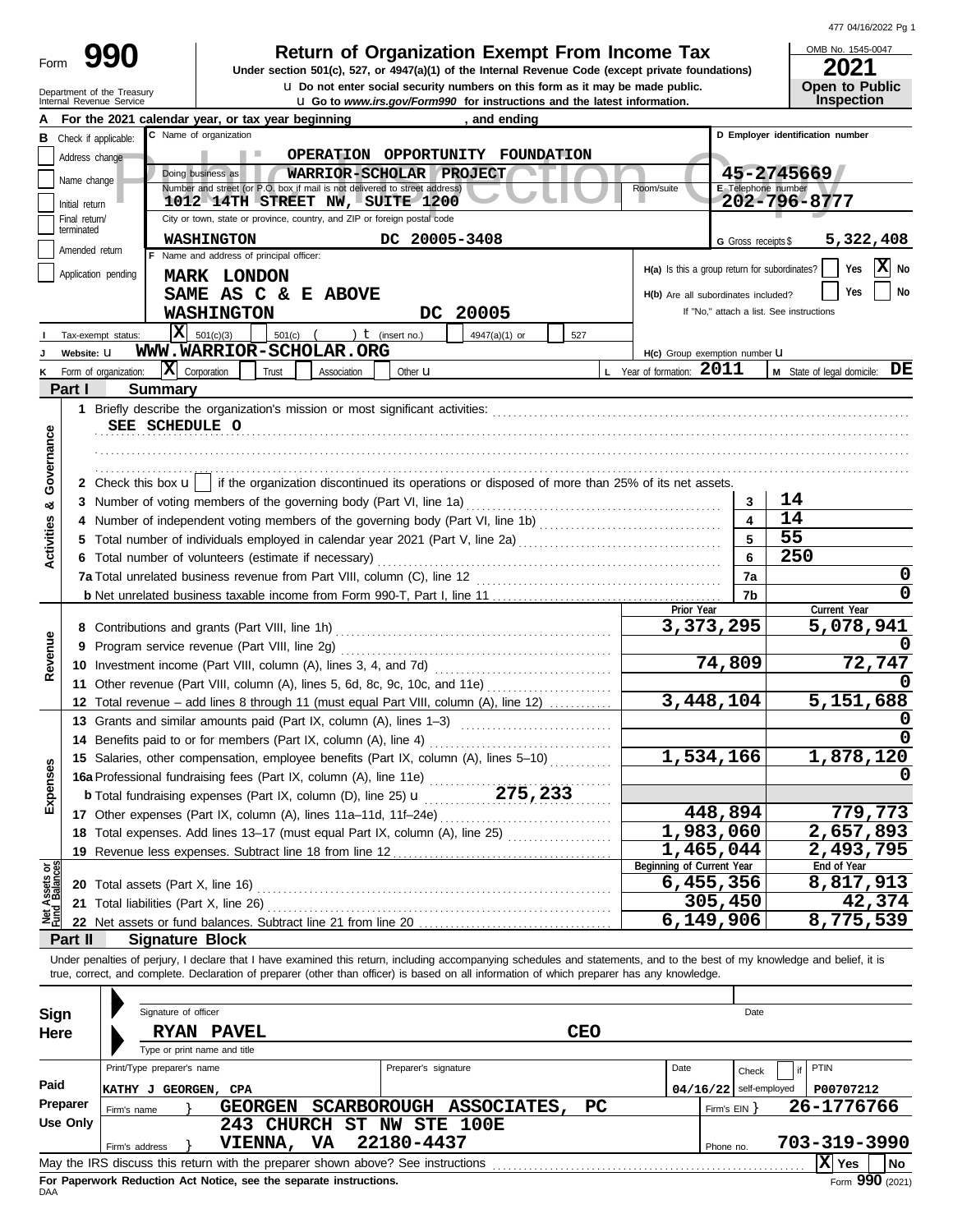Form **990**

# Return of Organization Exempt From Income Tax

**Under section 501(c), 527, or 4947(a)(1) of the Internal Revenue Code (except private foundations)**

u Do not enter social security numbers on this form as it may be made public.

u Go to *www.irs.gov/Form990* for instructions and the latest information.

Department of the Treasury
Internal Revenue Service

OMB No. 1545-0047

**2021**

**Open to Public Inspection**

**A** For the 2021 calendar year, or tax year beginning , and ending

**B** Check if applicable: Address change / Name change / Initial return / Final return/terminated / Amended return / Application pending

**C** Name of organization: OPERATION OPPORTUNITY FOUNDATION

Doing business as: WARRIOR-SCHOLAR PROJECT

Number and street (or P.O. box if mail is not delivered to street address): 1012 14TH STREET NW, SUITE 1200 | Room/suite

City or town, state or province, country, and ZIP or foreign postal code: WASHINGTON DC 20005-3408

**D** Employer identification number: 45-2745669

**E** Telephone number: 202-796-8777

**G** Gross receipts $ 5,322,408

**F** Name and address of principal officer: MARK LONDON, SAME AS C & E ABOVE, WASHINGTON DC 20005

H(a) Is this a group return for subordinates? Yes [ ] No [X]

H(b) Are all subordinates included? Yes [ ] No [ ]
If "No," attach a list. See instructions

**I** Tax-exempt status: [X] 501(c)(3) [ ] 501(c) ( ) t (insert no.) [ ] 4947(a)(1) or [ ] 527

**J** Website: u WWW.WARRIOR-SCHOLAR.ORG

H(c) Group exemption number u

**K** Form of organization: [X] Corporation [ ] Trust [ ] Association [ ] Other u

**L** Year of formation: 2011

**M** State of legal domicile: DE

## Part I Summary

**Activities & Governance**

1 Briefly describe the organization's mission or most significant activities: SEE SCHEDULE O

2 Check this box u [ ] if the organization discontinued its operations or disposed of more than 25% of its net assets.

| | | Line | Value |
|---|---|---|---|
| 3 | Number of voting members of the governing body (Part VI, line 1a) | 3 | 14 |
| 4 | Number of independent voting members of the governing body (Part VI, line 1b) | 4 | 14 |
| 5 | Total number of individuals employed in calendar year 2021 (Part V, line 2a) | 5 | 55 |
| 6 | Total number of volunteers (estimate if necessary) | 6 | 250 |
| 7a | Total unrelated business revenue from Part VIII, column (C), line 12 | 7a | 0 |
| b | Net unrelated business taxable income from Form 990-T, Part I, line 11 | 7b | 0 |

| | | Prior Year | Current Year |
|---|---|---|---|
| **Revenue** | | | |
| 8 | Contributions and grants (Part VIII, line 1h) | 3,373,295 | 5,078,941 |
| 9 | Program service revenue (Part VIII, line 2g) | | 0 |
| 10 | Investment income (Part VIII, column (A), lines 3, 4, and 7d) | 74,809 | 72,747 |
| 11 | Other revenue (Part VIII, column (A), lines 5, 6d, 8c, 9c, 10c, and 11e) | | 0 |
| 12 | Total revenue – add lines 8 through 11 (must equal Part VIII, column (A), line 12) | 3,448,104 | 5,151,688 |
| **Expenses** | | | |
| 13 | Grants and similar amounts paid (Part IX, column (A), lines 1–3) | | 0 |
| 14 | Benefits paid to or for members (Part IX, column (A), line 4) | | 0 |
| 15 | Salaries, other compensation, employee benefits (Part IX, column (A), lines 5–10) | 1,534,166 | 1,878,120 |
| 16a | Professional fundraising fees (Part IX, column (A), line 11e) | | 0 |
| b | Total fundraising expenses (Part IX, column (D), line 25) u 275,233 | | |
| 17 | Other expenses (Part IX, column (A), lines 11a–11d, 11f–24e) | 448,894 | 779,773 |
| 18 | Total expenses. Add lines 13–17 (must equal Part IX, column (A), line 25) | 1,983,060 | 2,657,893 |
| 19 | Revenue less expenses. Subtract line 18 from line 12 | 1,465,044 | 2,493,795 |
| **Net Assets or Fund Balances** | | **Beginning of Current Year** | **End of Year** |
| 20 | Total assets (Part X, line 16) | 6,455,356 | 8,817,913 |
| 21 | Total liabilities (Part X, line 26) | 305,450 | 42,374 |
| 22 | Net assets or fund balances. Subtract line 21 from line 20 | 6,149,906 | 8,775,539 |

## Part II Signature Block

Under penalties of perjury, I declare that I have examined this return, including accompanying schedules and statements, and to the best of my knowledge and belief, it is true, correct, and complete. Declaration of preparer (other than officer) is based on all information of which preparer has any knowledge.

**Sign Here**

Signature of officer | Date

RYAN PAVEL CEO

Type or print name and title

**Paid Preparer Use Only**

| Print/Type preparer's name | Preparer's signature | Date | Check if self-employed | PTIN |
|---|---|---|---|---|
| KATHY J GEORGEN, CPA | | 04/16/22 | [ ] | P00707212 |

Firm's name } GEORGEN SCARBOROUGH ASSOCIATES, PC — Firm's EIN } 26-1776766

Firm's address } 243 CHURCH ST NW STE 100E, VIENNA, VA 22180-4437 — Phone no. 703-319-3990

May the IRS discuss this return with the preparer shown above? See instructions [X] Yes [ ] No

**For Paperwork Reduction Act Notice, see the separate instructions.**

Form **990** (2021)

DAA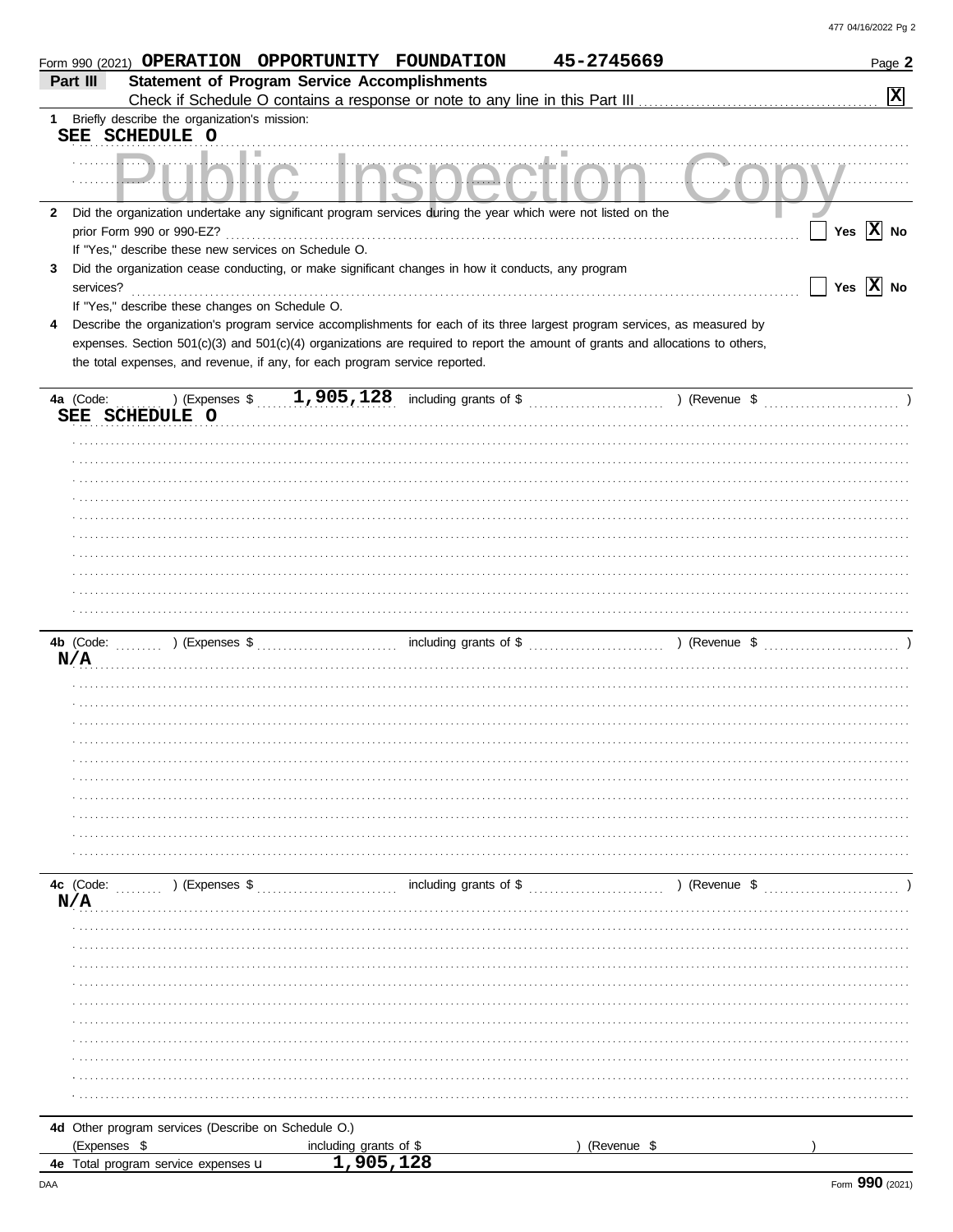Form 990 (2021) **OPERATION OPPORTUNITY FOUNDATION** **45-2745669** Page **2**

## Part III Statement of Program Service Accomplishments

Check if Schedule O contains a response or note to any line in this Part III .......... **[X]**

**1** Briefly describe the organization's mission:

SEE SCHEDULE O

Public Inspection Copy

**2** Did the organization undertake any significant program services during the year which were not listed on the prior Form 990 or 990-EZ? .......... Yes [ ] No [X]

If "Yes," describe these new services on Schedule O.

**3** Did the organization cease conducting, or make significant changes in how it conducts, any program services? .......... Yes [ ] No [X]

If "Yes," describe these changes on Schedule O.

**4** Describe the organization's program service accomplishments for each of its three largest program services, as measured by expenses. Section 501(c)(3) and 501(c)(4) organizations are required to report the amount of grants and allocations to others, the total expenses, and revenue, if any, for each program service reported.

**4a** (Code: ) (Expenses $ 1,905,128 including grants of $ ) (Revenue $ )

SEE SCHEDULE O

**4b** (Code: ) (Expenses $ including grants of $ ) (Revenue $ )

N/A

**4c** (Code: ) (Expenses $ including grants of $ ) (Revenue $ )

N/A

**4d** Other program services (Describe on Schedule O.)

(Expenses $ including grants of $ ) (Revenue $ )

**4e** Total program service expenses ▸ 1,905,128

Form **990** (2021)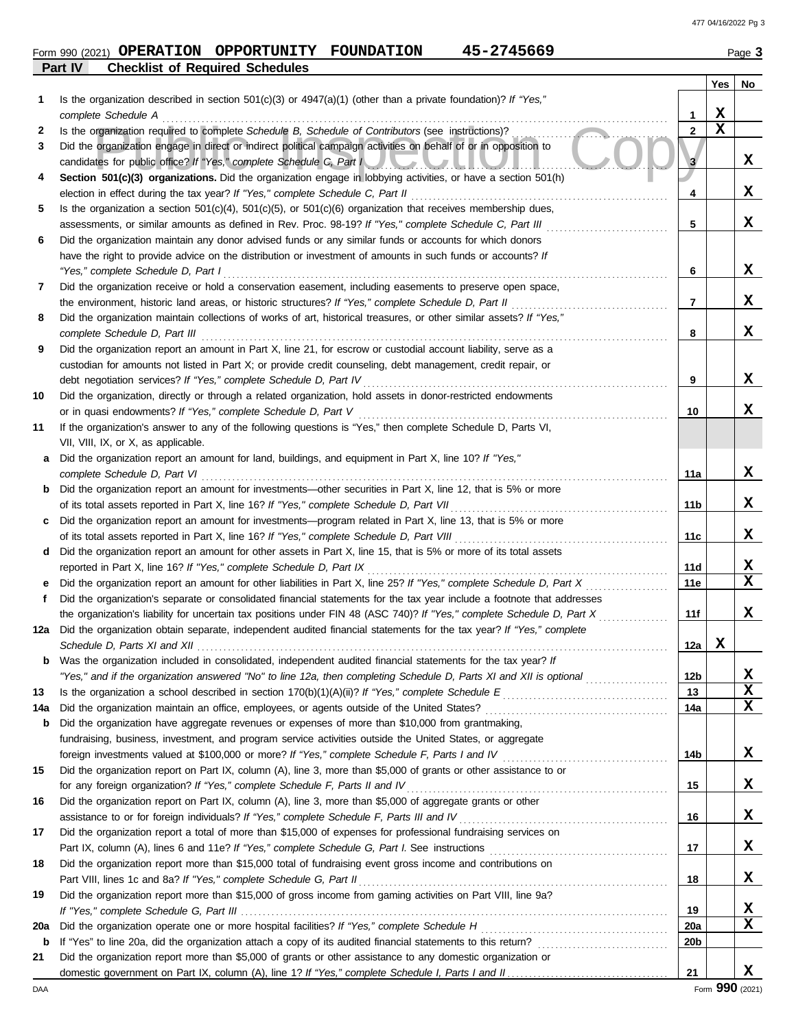Form 990 (2021) **OPERATION OPPORTUNITY FOUNDATION** **45-2745669** Page **3**

**Part IV Checklist of Required Schedules**

| | | | Yes | No |
|---|---|---|---|---|
| **1** | Is the organization described in section 501(c)(3) or 4947(a)(1) (other than a private foundation)? *If "Yes," complete Schedule A* | **1** | X | |
| **2** | Is the organization required to complete *Schedule B, Schedule of Contributors* (see instructions)? | **2** | X | |
| **3** | Did the organization engage in direct or indirect political campaign activities on behalf of or in opposition to candidates for public office? *If "Yes," complete Schedule C, Part I* | **3** | | X |
| **4** | **Section 501(c)(3) organizations.** Did the organization engage in lobbying activities, or have a section 501(h) election in effect during the tax year? *If "Yes," complete Schedule C, Part II* | **4** | | X |
| **5** | Is the organization a section 501(c)(4), 501(c)(5), or 501(c)(6) organization that receives membership dues, assessments, or similar amounts as defined in Rev. Proc. 98-19? *If "Yes," complete Schedule C, Part III* | **5** | | X |
| **6** | Did the organization maintain any donor advised funds or any similar funds or accounts for which donors have the right to provide advice on the distribution or investment of amounts in such funds or accounts? *If "Yes," complete Schedule D, Part I* | **6** | | X |
| **7** | Did the organization receive or hold a conservation easement, including easements to preserve open space, the environment, historic land areas, or historic structures? *If "Yes," complete Schedule D, Part II* | **7** | | X |
| **8** | Did the organization maintain collections of works of art, historical treasures, or other similar assets? *If "Yes," complete Schedule D, Part III* | **8** | | X |
| **9** | Did the organization report an amount in Part X, line 21, for escrow or custodial account liability, serve as a custodian for amounts not listed in Part X; or provide credit counseling, debt management, credit repair, or debt negotiation services? *If "Yes," complete Schedule D, Part IV* | **9** | | X |
| **10** | Did the organization, directly or through a related organization, hold assets in donor-restricted endowments or in quasi endowments? *If "Yes," complete Schedule D, Part V* | **10** | | X |
| **11** | If the organization's answer to any of the following questions is "Yes," then complete Schedule D, Parts VI, VII, VIII, IX, or X, as applicable. | | | |
| **a** | Did the organization report an amount for land, buildings, and equipment in Part X, line 10? *If "Yes," complete Schedule D, Part VI* | **11a** | | X |
| **b** | Did the organization report an amount for investments—other securities in Part X, line 12, that is 5% or more of its total assets reported in Part X, line 16? *If "Yes," complete Schedule D, Part VII* | **11b** | | X |
| **c** | Did the organization report an amount for investments—program related in Part X, line 13, that is 5% or more of its total assets reported in Part X, line 16? *If "Yes," complete Schedule D, Part VIII* | **11c** | | X |
| **d** | Did the organization report an amount for other assets in Part X, line 15, that is 5% or more of its total assets reported in Part X, line 16? *If "Yes," complete Schedule D, Part IX* | **11d** | | X |
| **e** | Did the organization report an amount for other liabilities in Part X, line 25? *If "Yes," complete Schedule D, Part X* | **11e** | | X |
| **f** | Did the organization's separate or consolidated financial statements for the tax year include a footnote that addresses the organization's liability for uncertain tax positions under FIN 48 (ASC 740)? *If "Yes," complete Schedule D, Part X* | **11f** | | X |
| **12a** | Did the organization obtain separate, independent audited financial statements for the tax year? *If "Yes," complete Schedule D, Parts XI and XII* | **12a** | X | |
| **b** | Was the organization included in consolidated, independent audited financial statements for the tax year? *If "Yes," and if the organization answered "No" to line 12a, then completing Schedule D, Parts XI and XII is optional* | **12b** | | X |
| **13** | Is the organization a school described in section 170(b)(1)(A)(ii)? *If "Yes," complete Schedule E* | **13** | | X |
| **14a** | Did the organization maintain an office, employees, or agents outside of the United States? | **14a** | | X |
| **b** | Did the organization have aggregate revenues or expenses of more than $10,000 from grantmaking, fundraising, business, investment, and program service activities outside the United States, or aggregate foreign investments valued at $100,000 or more? *If "Yes," complete Schedule F, Parts I and IV* | **14b** | | X |
| **15** | Did the organization report on Part IX, column (A), line 3, more than $5,000 of grants or other assistance to or for any foreign organization? *If "Yes," complete Schedule F, Parts II and IV* | **15** | | X |
| **16** | Did the organization report on Part IX, column (A), line 3, more than $5,000 of aggregate grants or other assistance to or for foreign individuals? *If "Yes," complete Schedule F, Parts III and IV* | **16** | | X |
| **17** | Did the organization report a total of more than $15,000 of expenses for professional fundraising services on Part IX, column (A), lines 6 and 11e? *If "Yes," complete Schedule G, Part I.* See instructions | **17** | | X |
| **18** | Did the organization report more than $15,000 total of fundraising event gross income and contributions on Part VIII, lines 1c and 8a? *If "Yes," complete Schedule G, Part II* | **18** | | X |
| **19** | Did the organization report more than $15,000 of gross income from gaming activities on Part VIII, line 9a? *If "Yes," complete Schedule G, Part III* | **19** | | X |
| **20a** | Did the organization operate one or more hospital facilities? *If "Yes," complete Schedule H* | **20a** | | X |
| **b** | If "Yes" to line 20a, did the organization attach a copy of its audited financial statements to this return? | **20b** | | |
| **21** | Did the organization report more than $5,000 of grants or other assistance to any domestic organization or domestic government on Part IX, column (A), line 1? *If "Yes," complete Schedule I, Parts I and II* | **21** | | X |

DAA Form **990** (2021)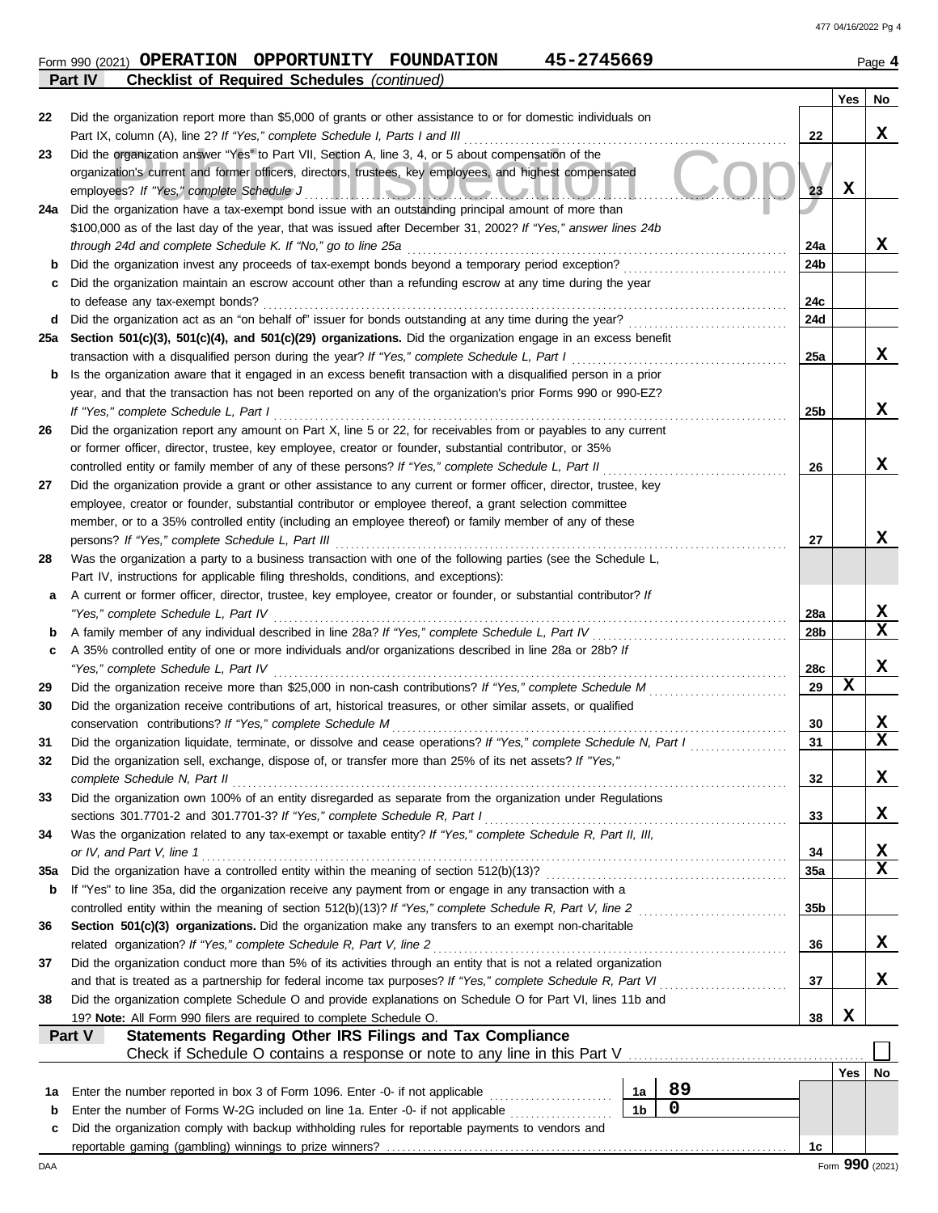Form 990 (2021) **OPERATION OPPORTUNITY FOUNDATION** **45-2745669** Page **4**

**Part IV** **Checklist of Required Schedules** *(continued)*

| | | | Yes | No |
|---|---|---|---|---|
| 22 | Did the organization report more than $5,000 of grants or other assistance to or for domestic individuals on Part IX, column (A), line 2? *If "Yes," complete Schedule I, Parts I and III* | 22 | | X |
| 23 | Did the organization answer "Yes" to Part VII, Section A, line 3, 4, or 5 about compensation of the organization's current and former officers, directors, trustees, key employees, and highest compensated employees? *If "Yes," complete Schedule J* | 23 | X | |
| 24a | Did the organization have a tax-exempt bond issue with an outstanding principal amount of more than $100,000 as of the last day of the year, that was issued after December 31, 2002? *If "Yes," answer lines 24b through 24d and complete Schedule K. If "No," go to line 25a* | 24a | | X |
| b | Did the organization invest any proceeds of tax-exempt bonds beyond a temporary period exception? | 24b | | |
| c | Did the organization maintain an escrow account other than a refunding escrow at any time during the year to defease any tax-exempt bonds? | 24c | | |
| d | Did the organization act as an "on behalf of" issuer for bonds outstanding at any time during the year? | 24d | | |
| 25a | **Section 501(c)(3), 501(c)(4), and 501(c)(29) organizations.** Did the organization engage in an excess benefit transaction with a disqualified person during the year? *If "Yes," complete Schedule L, Part I* | 25a | | X |
| b | Is the organization aware that it engaged in an excess benefit transaction with a disqualified person in a prior year, and that the transaction has not been reported on any of the organization's prior Forms 990 or 990-EZ? *If "Yes," complete Schedule L, Part I* | 25b | | X |
| 26 | Did the organization report any amount on Part X, line 5 or 22, for receivables from or payables to any current or former officer, director, trustee, key employee, creator or founder, substantial contributor, or 35% controlled entity or family member of any of these persons? *If "Yes," complete Schedule L, Part II* | 26 | | X |
| 27 | Did the organization provide a grant or other assistance to any current or former officer, director, trustee, key employee, creator or founder, substantial contributor or employee thereof, a grant selection committee member, or to a 35% controlled entity (including an employee thereof) or family member of any of these persons? *If "Yes," complete Schedule L, Part III* | 27 | | X |
| 28 | Was the organization a party to a business transaction with one of the following parties (see the Schedule L, Part IV, instructions for applicable filing thresholds, conditions, and exceptions): | | | |
| a | A current or former officer, director, trustee, key employee, creator or founder, or substantial contributor? *If "Yes," complete Schedule L, Part IV* | 28a | | X |
| b | A family member of any individual described in line 28a? *If "Yes," complete Schedule L, Part IV* | 28b | | X |
| c | A 35% controlled entity of one or more individuals and/or organizations described in line 28a or 28b? *If "Yes," complete Schedule L, Part IV* | 28c | | X |
| 29 | Did the organization receive more than $25,000 in non-cash contributions? *If "Yes," complete Schedule M* | 29 | X | |
| 30 | Did the organization receive contributions of art, historical treasures, or other similar assets, or qualified conservation contributions? *If "Yes," complete Schedule M* | 30 | | X |
| 31 | Did the organization liquidate, terminate, or dissolve and cease operations? *If "Yes," complete Schedule N, Part I* | 31 | | X |
| 32 | Did the organization sell, exchange, dispose of, or transfer more than 25% of its net assets? *If "Yes," complete Schedule N, Part II* | 32 | | X |
| 33 | Did the organization own 100% of an entity disregarded as separate from the organization under Regulations sections 301.7701-2 and 301.7701-3? *If "Yes," complete Schedule R, Part I* | 33 | | X |
| 34 | Was the organization related to any tax-exempt or taxable entity? *If "Yes," complete Schedule R, Part II, III, or IV, and Part V, line 1* | 34 | | X |
| 35a | Did the organization have a controlled entity within the meaning of section 512(b)(13)? | 35a | | X |
| b | If "Yes" to line 35a, did the organization receive any payment from or engage in any transaction with a controlled entity within the meaning of section 512(b)(13)? *If "Yes," complete Schedule R, Part V, line 2* | 35b | | |
| 36 | **Section 501(c)(3) organizations.** Did the organization make any transfers to an exempt non-charitable related organization? *If "Yes," complete Schedule R, Part V, line 2* | 36 | | X |
| 37 | Did the organization conduct more than 5% of its activities through an entity that is not a related organization and that is treated as a partnership for federal income tax purposes? *If "Yes," complete Schedule R, Part VI* | 37 | | X |
| 38 | Did the organization complete Schedule O and provide explanations on Schedule O for Part VI, lines 11b and 19? **Note:** All Form 990 filers are required to complete Schedule O. | 38 | X | |

**Part V** **Statements Regarding Other IRS Filings and Tax Compliance**

Check if Schedule O contains a response or note to any line in this Part V ☐

| | | | | | Yes | No |
|---|---|---|---|---|---|---|
| 1a | Enter the number reported in box 3 of Form 1096. Enter -0- if not applicable | 1a | 89 | | | |
| b | Enter the number of Forms W-2G included on line 1a. Enter -0- if not applicable | 1b | 0 | | | |
| c | Did the organization comply with backup withholding rules for reportable payments to vendors and reportable gaming (gambling) winnings to prize winners? | | | 1c | | |

DAA Form **990** (2021)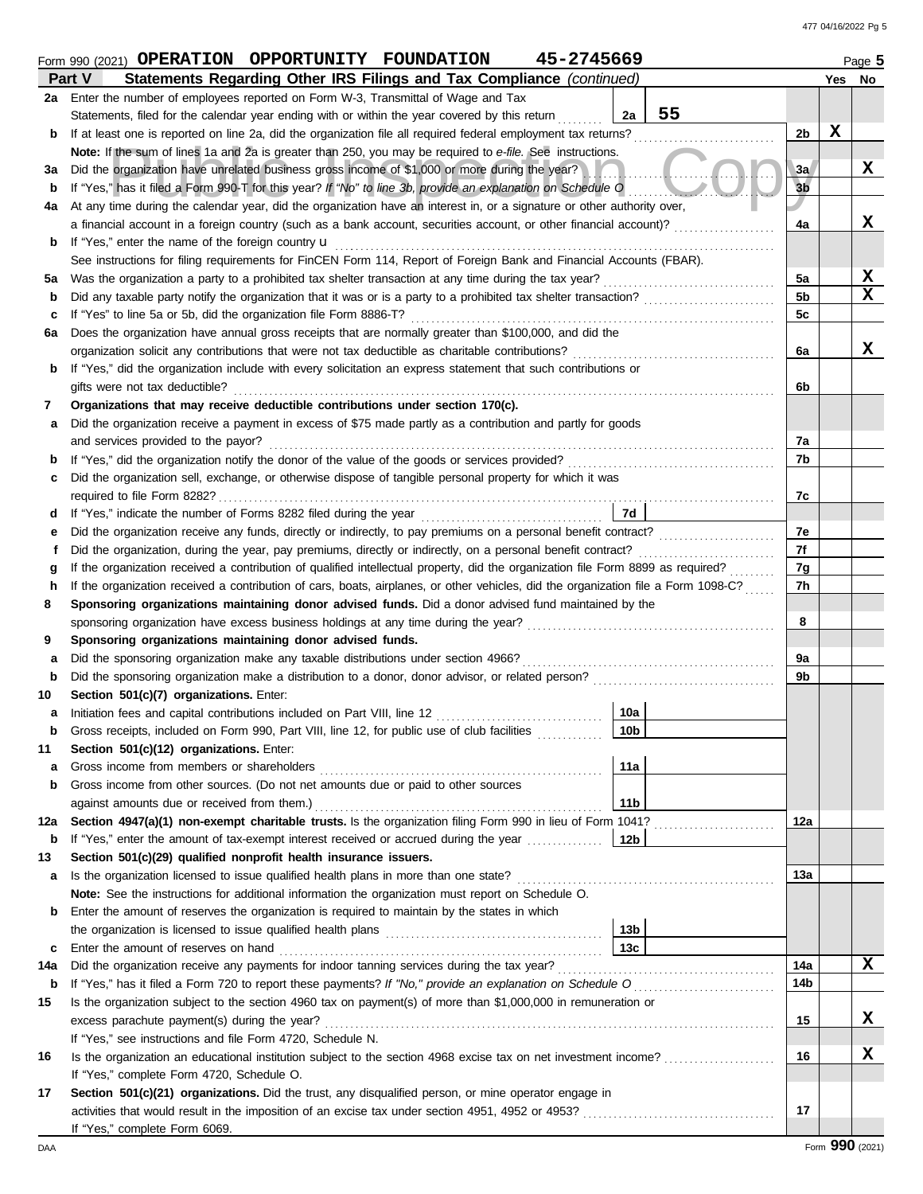Form 990 (2021) **OPERATION OPPORTUNITY FOUNDATION 45-2745669** Page **5**

## Part V Statements Regarding Other IRS Filings and Tax Compliance *(continued)*

| | | | | | Yes | No |
|---|---|---|---|---|---|---|
| **2a** | Enter the number of employees reported on Form W-3, Transmittal of Wage and Tax Statements, filed for the calendar year ending with or within the year covered by this return | 2a | 55 | | | |
| **b** | If at least one is reported on line 2a, did the organization file all required federal employment tax returns? | | | 2b | X | |
| | **Note:** If the sum of lines 1a and 2a is greater than 250, you may be required to *e-file.* See instructions. | | | | | |
| **3a** | Did the organization have unrelated business gross income of $1,000 or more during the year? | | | 3a | | X |
| **b** | If "Yes," has it filed a Form 990-T for this year? *If "No" to line 3b, provide an explanation on Schedule O* | | | 3b | | |
| **4a** | At any time during the calendar year, did the organization have an interest in, or a signature or other authority over, a financial account in a foreign country (such as a bank account, securities account, or other financial account)? | | | 4a | | X |
| **b** | If "Yes," enter the name of the foreign country u | | | | | |
| | See instructions for filing requirements for FinCEN Form 114, Report of Foreign Bank and Financial Accounts (FBAR). | | | | | |
| **5a** | Was the organization a party to a prohibited tax shelter transaction at any time during the tax year? | | | 5a | | X |
| **b** | Did any taxable party notify the organization that it was or is a party to a prohibited tax shelter transaction? | | | 5b | | X |
| **c** | If "Yes" to line 5a or 5b, did the organization file Form 8886-T? | | | 5c | | |
| **6a** | Does the organization have annual gross receipts that are normally greater than $100,000, and did the organization solicit any contributions that were not tax deductible as charitable contributions? | | | 6a | | X |
| **b** | If "Yes," did the organization include with every solicitation an express statement that such contributions or gifts were not tax deductible? | | | 6b | | |
| **7** | **Organizations that may receive deductible contributions under section 170(c).** | | | | | |
| **a** | Did the organization receive a payment in excess of $75 made partly as a contribution and partly for goods and services provided to the payor? | | | 7a | | |
| **b** | If "Yes," did the organization notify the donor of the value of the goods or services provided? | | | 7b | | |
| **c** | Did the organization sell, exchange, or otherwise dispose of tangible personal property for which it was required to file Form 8282? | | | 7c | | |
| **d** | If "Yes," indicate the number of Forms 8282 filed during the year | 7d | | | | |
| **e** | Did the organization receive any funds, directly or indirectly, to pay premiums on a personal benefit contract? | | | 7e | | |
| **f** | Did the organization, during the year, pay premiums, directly or indirectly, on a personal benefit contract? | | | 7f | | |
| **g** | If the organization received a contribution of qualified intellectual property, did the organization file Form 8899 as required? | | | 7g | | |
| **h** | If the organization received a contribution of cars, boats, airplanes, or other vehicles, did the organization file a Form 1098-C? | | | 7h | | |
| **8** | **Sponsoring organizations maintaining donor advised funds.** Did a donor advised fund maintained by the sponsoring organization have excess business holdings at any time during the year? | | | 8 | | |
| **9** | **Sponsoring organizations maintaining donor advised funds.** | | | | | |
| **a** | Did the sponsoring organization make any taxable distributions under section 4966? | | | 9a | | |
| **b** | Did the sponsoring organization make a distribution to a donor, donor advisor, or related person? | | | 9b | | |
| **10** | **Section 501(c)(7) organizations.** Enter: | | | | | |
| **a** | Initiation fees and capital contributions included on Part VIII, line 12 | 10a | | | | |
| **b** | Gross receipts, included on Form 990, Part VIII, line 12, for public use of club facilities | 10b | | | | |
| **11** | **Section 501(c)(12) organizations.** Enter: | | | | | |
| **a** | Gross income from members or shareholders | 11a | | | | |
| **b** | Gross income from other sources. (Do not net amounts due or paid to other sources against amounts due or received from them.) | 11b | | | | |
| **12a** | **Section 4947(a)(1) non-exempt charitable trusts.** Is the organization filing Form 990 in lieu of Form 1041? | | | 12a | | |
| **b** | If "Yes," enter the amount of tax-exempt interest received or accrued during the year | 12b | | | | |
| **13** | **Section 501(c)(29) qualified nonprofit health insurance issuers.** | | | | | |
| **a** | Is the organization licensed to issue qualified health plans in more than one state? | | | 13a | | |
| | **Note:** See the instructions for additional information the organization must report on Schedule O. | | | | | |
| **b** | Enter the amount of reserves the organization is required to maintain by the states in which the organization is licensed to issue qualified health plans | 13b | | | | |
| **c** | Enter the amount of reserves on hand | 13c | | | | |
| **14a** | Did the organization receive any payments for indoor tanning services during the tax year? | | | 14a | | X |
| **b** | If "Yes," has it filed a Form 720 to report these payments? *If "No," provide an explanation on Schedule O* | | | 14b | | |
| **15** | Is the organization subject to the section 4960 tax on payment(s) of more than $1,000,000 in remuneration or excess parachute payment(s) during the year? | | | 15 | | X |
| | If "Yes," see instructions and file Form 4720, Schedule N. | | | | | |
| **16** | Is the organization an educational institution subject to the section 4968 excise tax on net investment income? | | | 16 | | X |
| | If "Yes," complete Form 4720, Schedule O. | | | | | |
| **17** | **Section 501(c)(21) organizations.** Did the trust, any disqualified person, or mine operator engage in activities that would result in the imposition of an excise tax under section 4951, 4952 or 4953? | | | 17 | | |
| | If "Yes," complete Form 6069. | | | | | |

Form **990** (2021)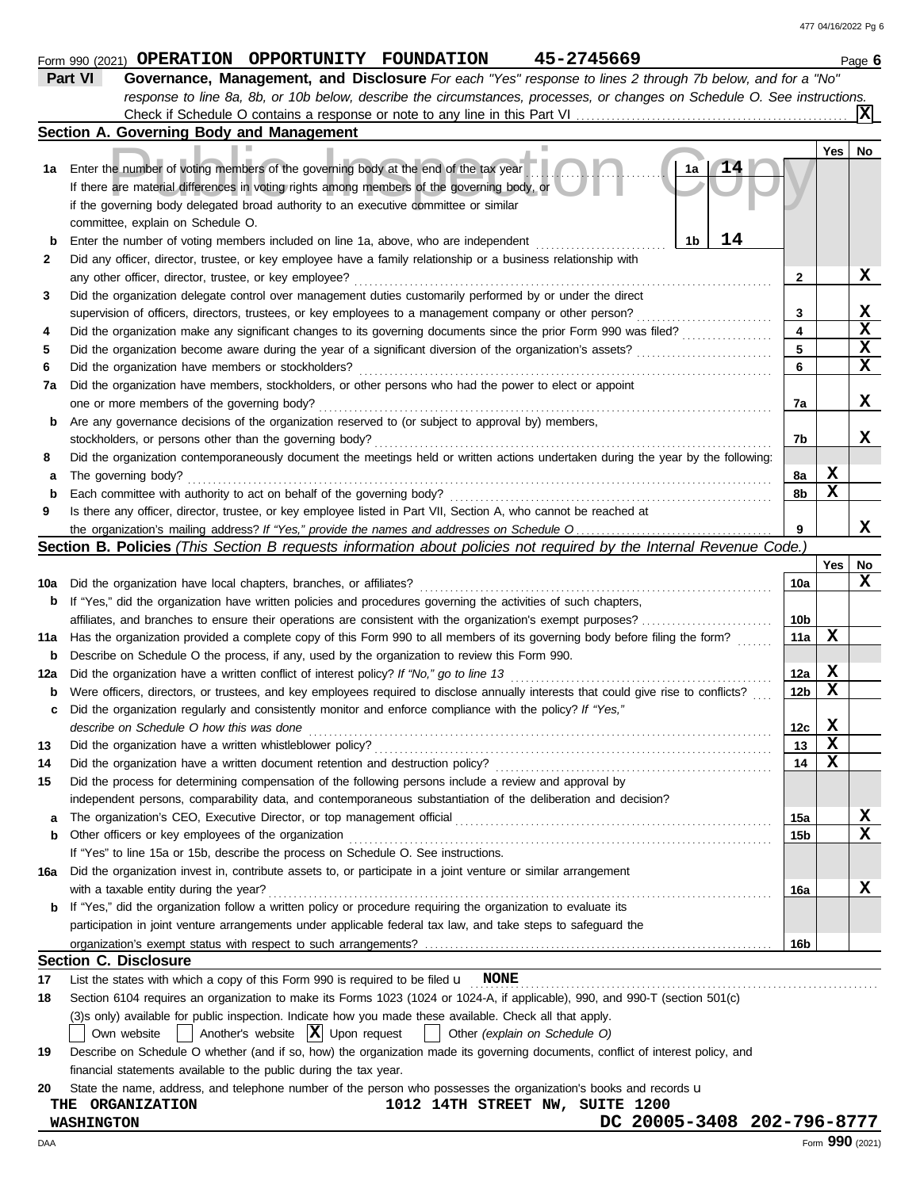Form 990 (2021) **OPERATION OPPORTUNITY FOUNDATION 45-2745669** Page **6**

**Part VI** **Governance, Management, and Disclosure** *For each "Yes" response to lines 2 through 7b below, and for a "No" response to line 8a, 8b, or 10b below, describe the circumstances, processes, or changes on Schedule O. See instructions.*

Check if Schedule O contains a response or note to any line in this Part VI ....... [X]

## Section A. Governing Body and Management

| | | | Yes | No |
|---|---|---|---|---|
| **1a** | Enter the number of voting members of the governing body at the end of the tax year ... **1a** 14. If there are material differences in voting rights among members of the governing body, or if the governing body delegated broad authority to an executive committee or similar committee, explain on Schedule O. | | | |
| **b** | Enter the number of voting members included on line 1a, above, who are independent ... **1b** 14 | | | |
| **2** | Did any officer, director, trustee, or key employee have a family relationship or a business relationship with any other officer, director, trustee, or key employee? | 2 | | X |
| **3** | Did the organization delegate control over management duties customarily performed by or under the direct supervision of officers, directors, trustees, or key employees to a management company or other person? | 3 | | X |
| **4** | Did the organization make any significant changes to its governing documents since the prior Form 990 was filed? | 4 | | X |
| **5** | Did the organization become aware during the year of a significant diversion of the organization's assets? | 5 | | X |
| **6** | Did the organization have members or stockholders? | 6 | | X |
| **7a** | Did the organization have members, stockholders, or other persons who had the power to elect or appoint one or more members of the governing body? | 7a | | X |
| **b** | Are any governance decisions of the organization reserved to (or subject to approval by) members, stockholders, or persons other than the governing body? | 7b | | X |
| **8** | Did the organization contemporaneously document the meetings held or written actions undertaken during the year by the following: | | | |
| **a** | The governing body? | 8a | X | |
| **b** | Each committee with authority to act on behalf of the governing body? | 8b | X | |
| **9** | Is there any officer, director, trustee, or key employee listed in Part VII, Section A, who cannot be reached at the organization's mailing address? *If "Yes," provide the names and addresses on Schedule O* | 9 | | X |

## Section B. Policies *(This Section B requests information about policies not required by the Internal Revenue Code.)*

| | | | Yes | No |
|---|---|---|---|---|
| **10a** | Did the organization have local chapters, branches, or affiliates? | 10a | | X |
| **b** | If "Yes," did the organization have written policies and procedures governing the activities of such chapters, affiliates, and branches to ensure their operations are consistent with the organization's exempt purposes? | 10b | | |
| **11a** | Has the organization provided a complete copy of this Form 990 to all members of its governing body before filing the form? | 11a | X | |
| **b** | Describe on Schedule O the process, if any, used by the organization to review this Form 990. | | | |
| **12a** | Did the organization have a written conflict of interest policy? *If "No," go to line 13* | 12a | X | |
| **b** | Were officers, directors, or trustees, and key employees required to disclose annually interests that could give rise to conflicts? | 12b | X | |
| **c** | Did the organization regularly and consistently monitor and enforce compliance with the policy? *If "Yes," describe on Schedule O how this was done* | 12c | X | |
| **13** | Did the organization have a written whistleblower policy? | 13 | X | |
| **14** | Did the organization have a written document retention and destruction policy? | 14 | X | |
| **15** | Did the process for determining compensation of the following persons include a review and approval by independent persons, comparability data, and contemporaneous substantiation of the deliberation and decision? | | | |
| **a** | The organization's CEO, Executive Director, or top management official | 15a | | X |
| **b** | Other officers or key employees of the organization | 15b | | X |
| | If "Yes" to line 15a or 15b, describe the process on Schedule O. See instructions. | | | |
| **16a** | Did the organization invest in, contribute assets to, or participate in a joint venture or similar arrangement with a taxable entity during the year? | 16a | | X |
| **b** | If "Yes," did the organization follow a written policy or procedure requiring the organization to evaluate its participation in joint venture arrangements under applicable federal tax law, and take steps to safeguard the organization's exempt status with respect to such arrangements? | 16b | | |

## Section C. Disclosure

**17** List the states with which a copy of this Form 990 is required to be filed u **NONE**

**18** Section 6104 requires an organization to make its Forms 1023 (1024 or 1024-A, if applicable), 990, and 990-T (section 501(c)(3)s only) available for public inspection. Indicate how you made these available. Check all that apply.

[ ] Own website [ ] Another's website [X] Upon request [ ] Other *(explain on Schedule O)*

**19** Describe on Schedule O whether (and if so, how) the organization made its governing documents, conflict of interest policy, and financial statements available to the public during the tax year.

**20** State the name, address, and telephone number of the person who possesses the organization's books and records u

**THE ORGANIZATION** **1012 14TH STREET NW, SUITE 1200**
**WASHINGTON** **DC 20005-3408 202-796-8777**

DAA Form **990** (2021)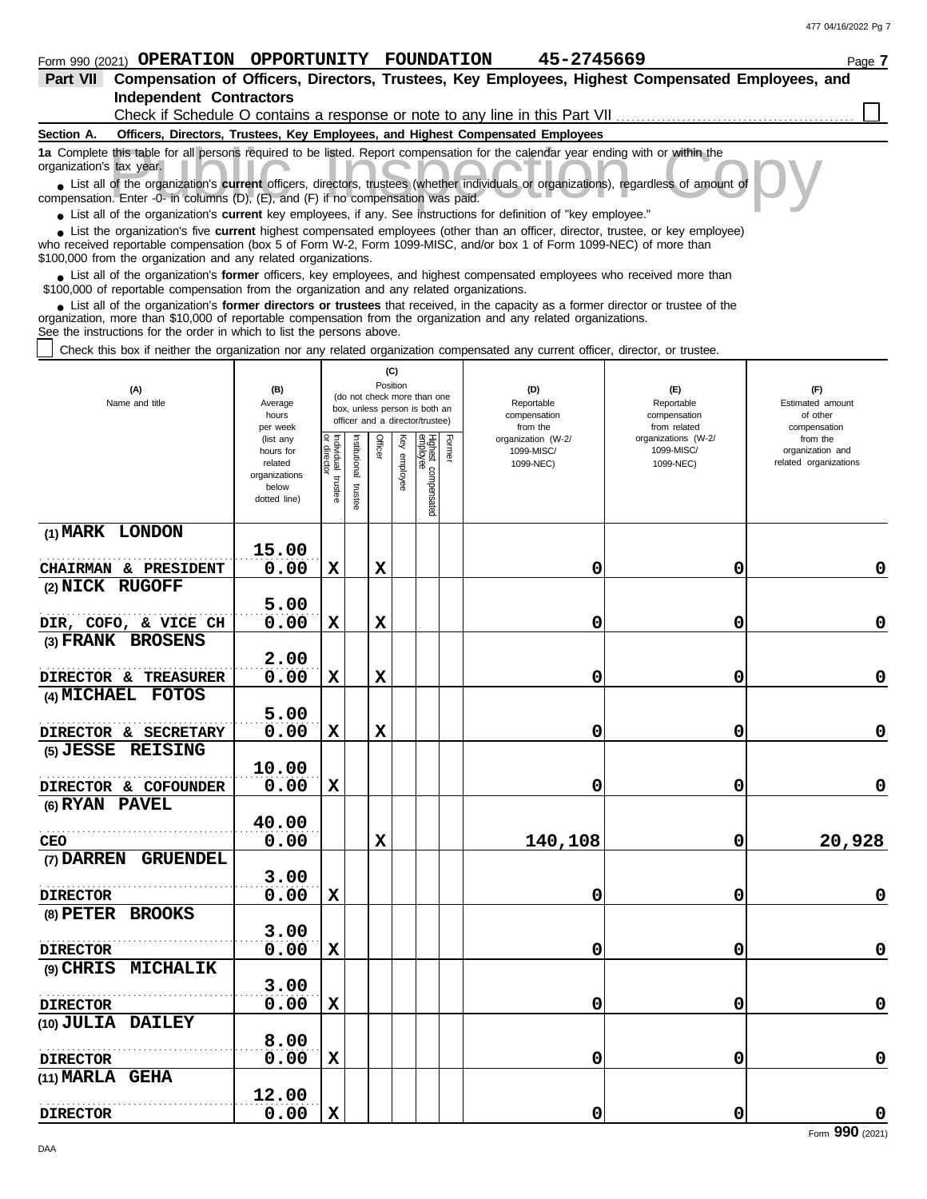Form 990 (2021) **OPERATION OPPORTUNITY FOUNDATION** **45-2745669** Page **7**

**Part VII Compensation of Officers, Directors, Trustees, Key Employees, Highest Compensated Employees, and Independent Contractors**

Check if Schedule O contains a response or note to any line in this Part VII ☐

**Section A. Officers, Directors, Trustees, Key Employees, and Highest Compensated Employees**

**1a** Complete this table for all persons required to be listed. Report compensation for the calendar year ending with or within the organization's tax year.

- List all of the organization's **current** officers, directors, trustees (whether individuals or organizations), regardless of amount of compensation. Enter -0- in columns (D), (E), and (F) if no compensation was paid.
- List all of the organization's **current** key employees, if any. See instructions for definition of "key employee."
- List the organization's five **current** highest compensated employees (other than an officer, director, trustee, or key employee) who received reportable compensation (box 5 of Form W-2, Form 1099-MISC, and/or box 1 of Form 1099-NEC) of more than $100,000 from the organization and any related organizations.
- List all of the organization's **former** officers, key employees, and highest compensated employees who received more than $100,000 of reportable compensation from the organization and any related organizations.
- List all of the organization's **former directors or trustees** that received, in the capacity as a former director or trustee of the organization, more than $10,000 of reportable compensation from the organization and any related organizations.

See the instructions for the order in which to list the persons above.

☐ Check this box if neither the organization nor any related organization compensated any current officer, director, or trustee.

| (A) Name and title | (B) Average hours per week (list any hours for related organizations below dotted line) | (C) Position: Individual trustee or director | Institutional trustee | Officer | Key employee | Highest compensated employee | Former | (D) Reportable compensation from the organization (W-2/1099-MISC/1099-NEC) | (E) Reportable compensation from related organizations (W-2/1099-MISC/1099-NEC) | (F) Estimated amount of other compensation from the organization and related organizations |
|---|---|---|---|---|---|---|---|---|---|---|
| (1) MARK LONDON<br>CHAIRMAN & PRESIDENT | 15.00<br>0.00 | X | | X | | | | 0 | 0 | 0 |
| (2) NICK RUGOFF<br>DIR, COFO, & VICE CH | 5.00<br>0.00 | X | | X | | | | 0 | 0 | 0 |
| (3) FRANK BROSENS<br>DIRECTOR & TREASURER | 2.00<br>0.00 | X | | X | | | | 0 | 0 | 0 |
| (4) MICHAEL FOTOS<br>DIRECTOR & SECRETARY | 5.00<br>0.00 | X | | X | | | | 0 | 0 | 0 |
| (5) JESSE REISING<br>DIRECTOR & COFOUNDER | 10.00<br>0.00 | X | | | | | | 0 | 0 | 0 |
| (6) RYAN PAVEL<br>CEO | 40.00<br>0.00 | | | X | | | | 140,108 | 0 | 20,928 |
| (7) DARREN GRUENDEL<br>DIRECTOR | 3.00<br>0.00 | X | | | | | | 0 | 0 | 0 |
| (8) PETER BROOKS<br>DIRECTOR | 3.00<br>0.00 | X | | | | | | 0 | 0 | 0 |
| (9) CHRIS MICHALIK<br>DIRECTOR | 3.00<br>0.00 | X | | | | | | 0 | 0 | 0 |
| (10) JULIA DAILEY<br>DIRECTOR | 8.00<br>0.00 | X | | | | | | 0 | 0 | 0 |
| (11) MARLA GEHA<br>DIRECTOR | 12.00<br>0.00 | X | | | | | | 0 | 0 | 0 |

Form **990** (2021)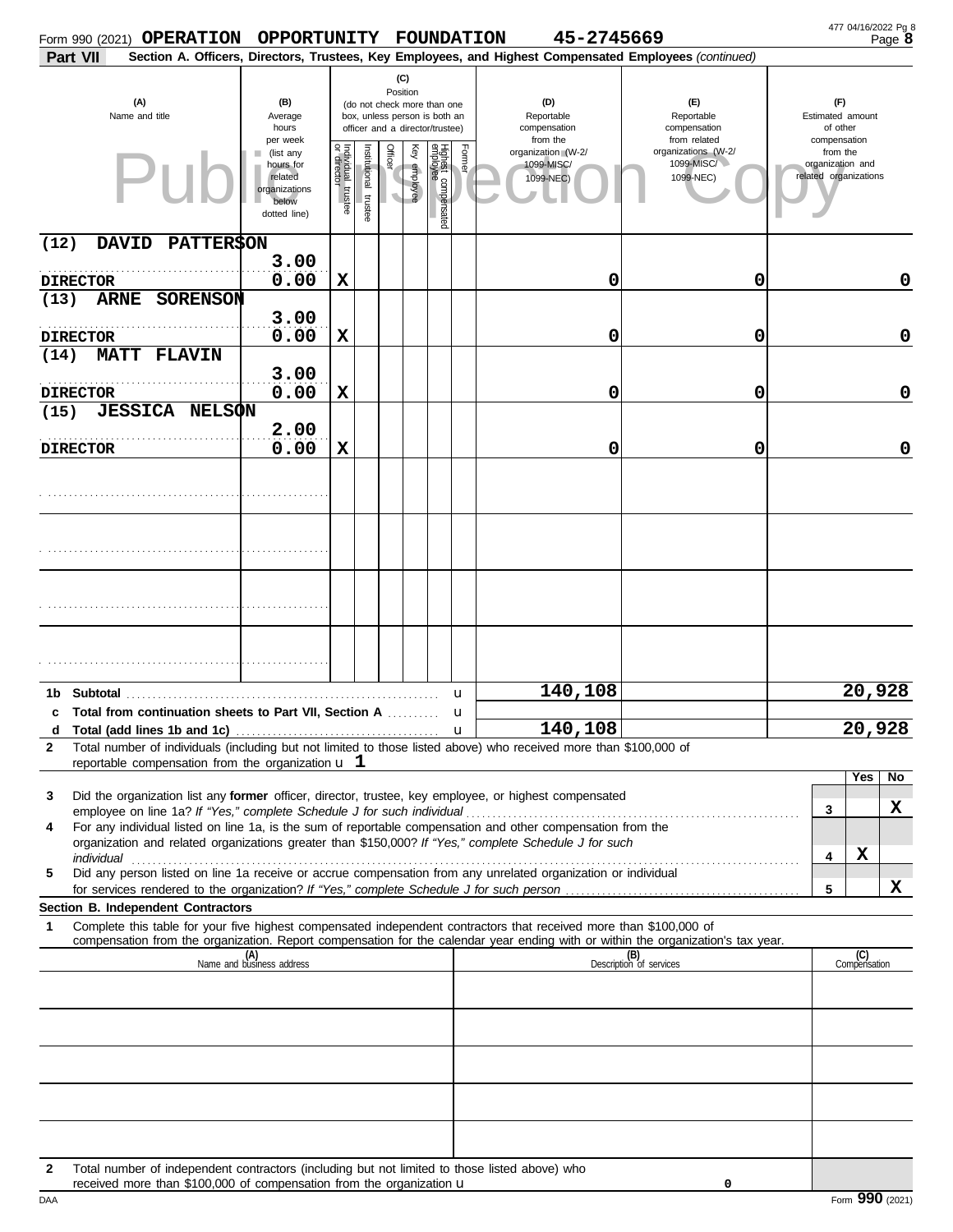Form 990 (2021) **OPERATION OPPORTUNITY FOUNDATION** **45-2745669**

**Part VII** **Section A. Officers, Directors, Trustees, Key Employees, and Highest Compensated Employees** *(continued)*

| (A) Name and title | (B) Average hours per week (list any hours for related organizations below dotted line) | (C) Position: Individual trustee or director | Institutional trustee | Officer | Key employee | Highest compensated employee | Former | (D) Reportable compensation from the organization (W-2/1099-MISC/1099-NEC) | (E) Reportable compensation from related organizations (W-2/1099-MISC/1099-NEC) | (F) Estimated amount of other compensation from the organization and related organizations |
|---|---|---|---|---|---|---|---|---|---|---|
| (12) DAVID PATTERSON<br>DIRECTOR | 3.00<br>0.00 | X | | | | | | 0 | 0 | 0 |
| (13) ARNE SORENSON<br>DIRECTOR | 3.00<br>0.00 | X | | | | | | 0 | 0 | 0 |
| (14) MATT FLAVIN<br>DIRECTOR | 3.00<br>0.00 | X | | | | | | 0 | 0 | 0 |
| (15) JESSICA NELSON<br>DIRECTOR | 2.00<br>0.00 | X | | | | | | 0 | 0 | 0 |

| | | | |
|---|---|---|---|
| **1b Subtotal** | u | 140,108 | 20,928 |
| **c Total from continuation sheets to Part VII, Section A** | u | | |
| **d Total (add lines 1b and 1c)** | u | 140,108 | 20,928 |

**2** Total number of individuals (including but not limited to those listed above) who received more than $100,000 of reportable compensation from the organization u **1**

| | | Yes | No |
|---|---|---|---|
| **3** Did the organization list any **former** officer, director, trustee, key employee, or highest compensated employee on line 1a? *If "Yes," complete Schedule J for such individual* | 3 | | X |
| **4** For any individual listed on line 1a, is the sum of reportable compensation and other compensation from the organization and related organizations greater than $150,000? *If "Yes," complete Schedule J for such individual* | 4 | X | |
| **5** Did any person listed on line 1a receive or accrue compensation from any unrelated organization or individual for services rendered to the organization? *If "Yes," complete Schedule J for such person* | 5 | | X |

**Section B. Independent Contractors**

**1** Complete this table for your five highest compensated independent contractors that received more than $100,000 of compensation from the organization. Report compensation for the calendar year ending with or within the organization's tax year.

| (A) Name and business address | (B) Description of services | (C) Compensation |
|---|---|---|
| | | |
| | | |
| | | |
| | | |
| | | |

**2** Total number of independent contractors (including but not limited to those listed above) who received more than $100,000 of compensation from the organization u **0**

Form **990** (2021)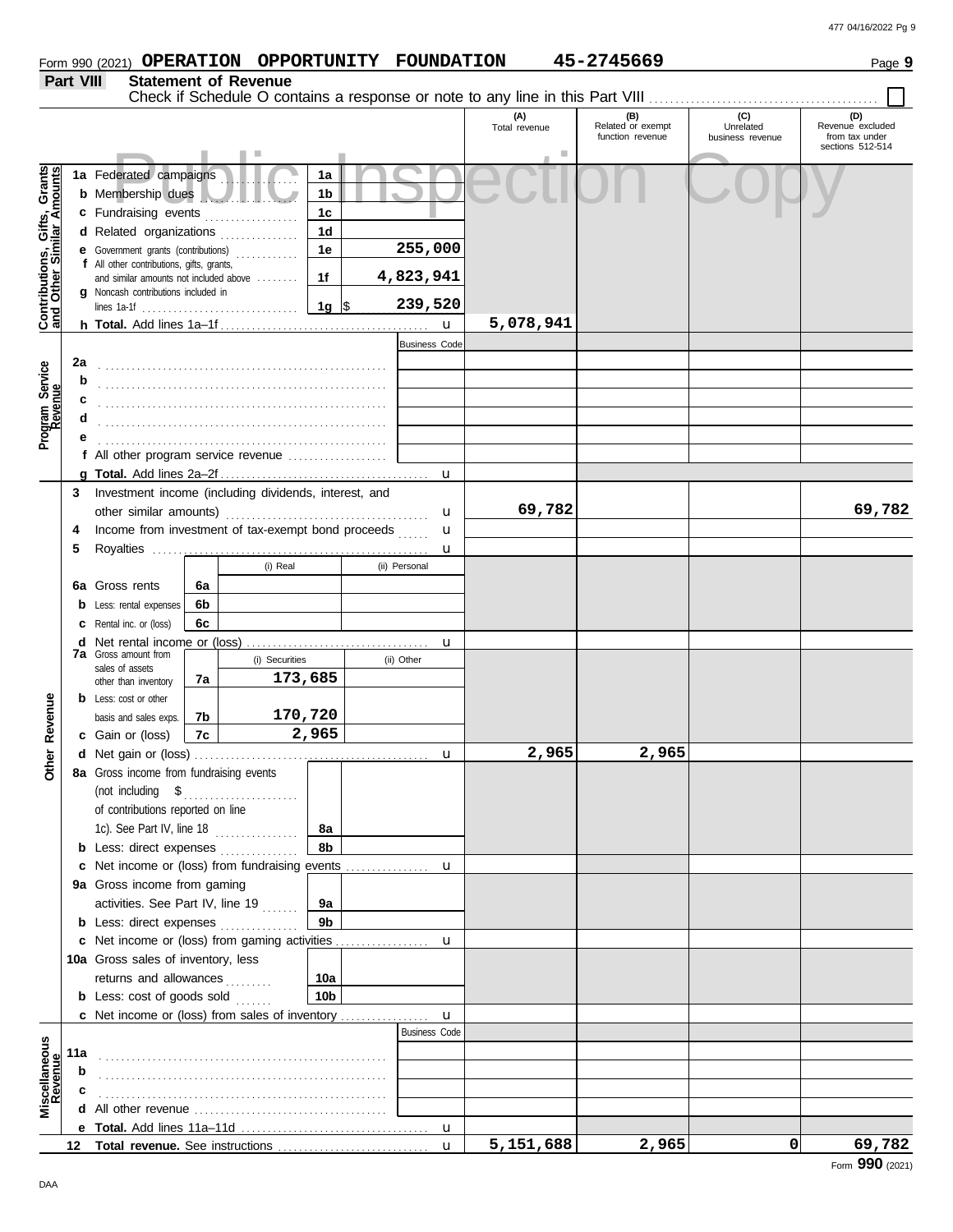Form 990 (2021) **OPERATION OPPORTUNITY FOUNDATION** 45-2745669 Page **9**

## Part VIII Statement of Revenue

Check if Schedule O contains a response or note to any line in this Part VIII ☐

Public Inspection Copy

| | | | | (A) Total revenue | (B) Related or exempt function revenue | (C) Unrelated business revenue | (D) Revenue excluded from tax under sections 512-514 |
|---|---|---|---|---|---|---|---|
| **Contributions, Gifts, Grants and Other Similar Amounts** | **1a** Federated campaigns | 1a | | | | | |
| | **b** Membership dues | 1b | | | | | |
| | **c** Fundraising events | 1c | | | | | |
| | **d** Related organizations | 1d | | | | | |
| | **e** Government grants (contributions) | 1e | 255,000 | | | | |
| | **f** All other contributions, gifts, grants, and similar amounts not included above | 1f | 4,823,941 | | | | |
| | **g** Noncash contributions included in lines 1a-1f | 1g | $ 239,520 | | | | |
| | **h Total.** Add lines 1a–1f | | | 5,078,941 | | | |
| **Program Service Revenue** | | | Business Code | | | | |
| | **2a** | | | | | | |
| | **b** | | | | | | |
| | **c** | | | | | | |
| | **d** | | | | | | |
| | **e** | | | | | | |
| | **f** All other program service revenue | | | | | | |
| | **g Total.** Add lines 2a–2f | | | | | | |
| **Other Revenue** | **3** Investment income (including dividends, interest, and other similar amounts) | | | 69,782 | | | 69,782 |
| | **4** Income from investment of tax-exempt bond proceeds | | | | | | |
| | **5** Royalties | | | | | | |
| | | (i) Real | (ii) Personal | | | | |
| | **6a** Gross rents | 6a | | | | | |
| | **b** Less: rental expenses | 6b | | | | | |
| | **c** Rental inc. or (loss) | 6c | | | | | |
| | **d** Net rental income or (loss) | | | | | | |
| | **7a** Gross amount from sales of assets other than inventory | (i) Securities | (ii) Other | | | | |
| | | 7a 173,685 | | | | | |
| | **b** Less: cost or other basis and sales exps. | 7b 170,720 | | | | | |
| | **c** Gain or (loss) | 7c 2,965 | | | | | |
| | **d** Net gain or (loss) | | | 2,965 | 2,965 | | |
| | **8a** Gross income from fundraising events (not including $ of contributions reported on line 1c). See Part IV, line 18 | 8a | | | | | |
| | **b** Less: direct expenses | 8b | | | | | |
| | **c** Net income or (loss) from fundraising events | | | | | | |
| | **9a** Gross income from gaming activities. See Part IV, line 19 | 9a | | | | | |
| | **b** Less: direct expenses | 9b | | | | | |
| | **c** Net income or (loss) from gaming activities | | | | | | |
| | **10a** Gross sales of inventory, less returns and allowances | 10a | | | | | |
| | **b** Less: cost of goods sold | 10b | | | | | |
| | **c** Net income or (loss) from sales of inventory | | | | | | |
| **Miscellaneous Revenue** | | | Business Code | | | | |
| | **11a** | | | | | | |
| | **b** | | | | | | |
| | **c** | | | | | | |
| | **d** All other revenue | | | | | | |
| | **e Total.** Add lines 11a–11d | | | | | | |
| | **12 Total revenue.** See instructions | | | 5,151,688 | 2,965 | 0 | 69,782 |

Form **990** (2021)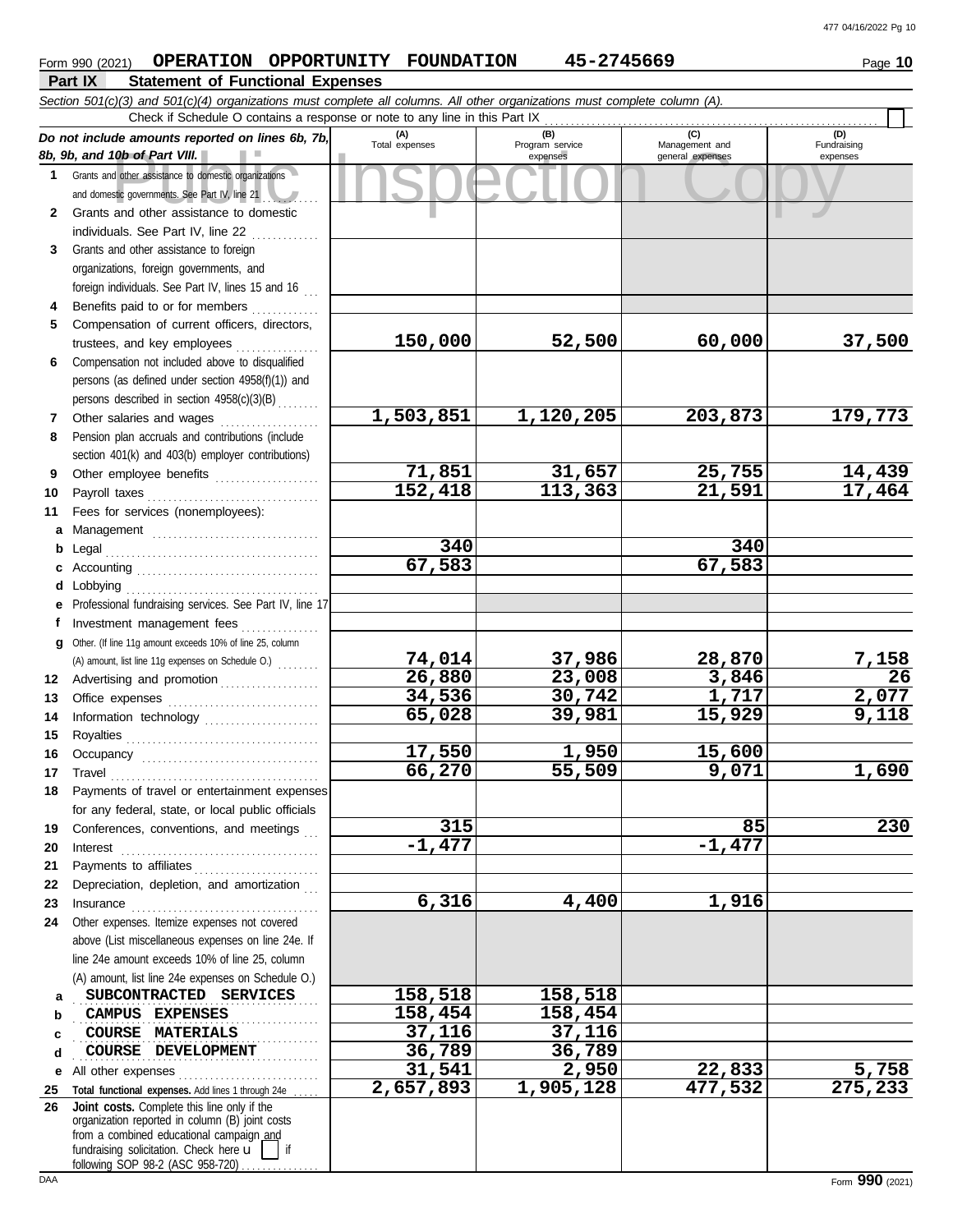Form 990 (2021) **OPERATION OPPORTUNITY FOUNDATION** **45-2745669** Page **10**

## Part IX Statement of Functional Expenses

*Section 501(c)(3) and 501(c)(4) organizations must complete all columns. All other organizations must complete column (A).*

Check if Schedule O contains a response or note to any line in this Part IX . . . . . . ☐

| *Do not include amounts reported on lines 6b, 7b, 8b, 9b, and 10b of Part VIII.* | (A) Total expenses | (B) Program service expenses | (C) Management and general expenses | (D) Fundraising expenses |
|---|---|---|---|---|
| **1** Grants and other assistance to domestic organizations and domestic governments. See Part IV, line 21 | | | | |
| **2** Grants and other assistance to domestic individuals. See Part IV, line 22 | | | | |
| **3** Grants and other assistance to foreign organizations, foreign governments, and foreign individuals. See Part IV, lines 15 and 16 | | | | |
| **4** Benefits paid to or for members | | | | |
| **5** Compensation of current officers, directors, trustees, and key employees | 150,000 | 52,500 | 60,000 | 37,500 |
| **6** Compensation not included above to disqualified persons (as defined under section 4958(f)(1)) and persons described in section 4958(c)(3)(B) | | | | |
| **7** Other salaries and wages | 1,503,851 | 1,120,205 | 203,873 | 179,773 |
| **8** Pension plan accruals and contributions (include section 401(k) and 403(b) employer contributions) | | | | |
| **9** Other employee benefits | 71,851 | 31,657 | 25,755 | 14,439 |
| **10** Payroll taxes | 152,418 | 113,363 | 21,591 | 17,464 |
| **11** Fees for services (nonemployees): | | | | |
| **a** Management | | | | |
| **b** Legal | 340 | | 340 | |
| **c** Accounting | 67,583 | | 67,583 | |
| **d** Lobbying | | | | |
| **e** Professional fundraising services. See Part IV, line 17 | | | | |
| **f** Investment management fees | | | | |
| **g** Other. (If line 11g amount exceeds 10% of line 25, column (A) amount, list line 11g expenses on Schedule O.) | 74,014 | 37,986 | 28,870 | 7,158 |
| **12** Advertising and promotion | 26,880 | 23,008 | 3,846 | 26 |
| **13** Office expenses | 34,536 | 30,742 | 1,717 | 2,077 |
| **14** Information technology | 65,028 | 39,981 | 15,929 | 9,118 |
| **15** Royalties | | | | |
| **16** Occupancy | 17,550 | 1,950 | 15,600 | |
| **17** Travel | 66,270 | 55,509 | 9,071 | 1,690 |
| **18** Payments of travel or entertainment expenses for any federal, state, or local public officials | | | | |
| **19** Conferences, conventions, and meetings | 315 | | 85 | 230 |
| **20** Interest | -1,477 | | -1,477 | |
| **21** Payments to affiliates | | | | |
| **22** Depreciation, depletion, and amortization | | | | |
| **23** Insurance | 6,316 | 4,400 | 1,916 | |
| **24** Other expenses. Itemize expenses not covered above (List miscellaneous expenses on line 24e. If line 24e amount exceeds 10% of line 25, column (A) amount, list line 24e expenses on Schedule O.) | | | | |
| **a** SUBCONTRACTED SERVICES | 158,518 | 158,518 | | |
| **b** CAMPUS EXPENSES | 158,454 | 158,454 | | |
| **c** COURSE MATERIALS | 37,116 | 37,116 | | |
| **d** COURSE DEVELOPMENT | 36,789 | 36,789 | | |
| **e** All other expenses | 31,541 | 2,950 | 22,833 | 5,758 |
| **25 Total functional expenses.** Add lines 1 through 24e | 2,657,893 | 1,905,128 | 477,532 | 275,233 |
| **26 Joint costs.** Complete this line only if the organization reported in column (B) joint costs from a combined educational campaign and fundraising solicitation. Check here ☐ if following SOP 98-2 (ASC 958-720) | | | | |

DAA Form **990** (2021)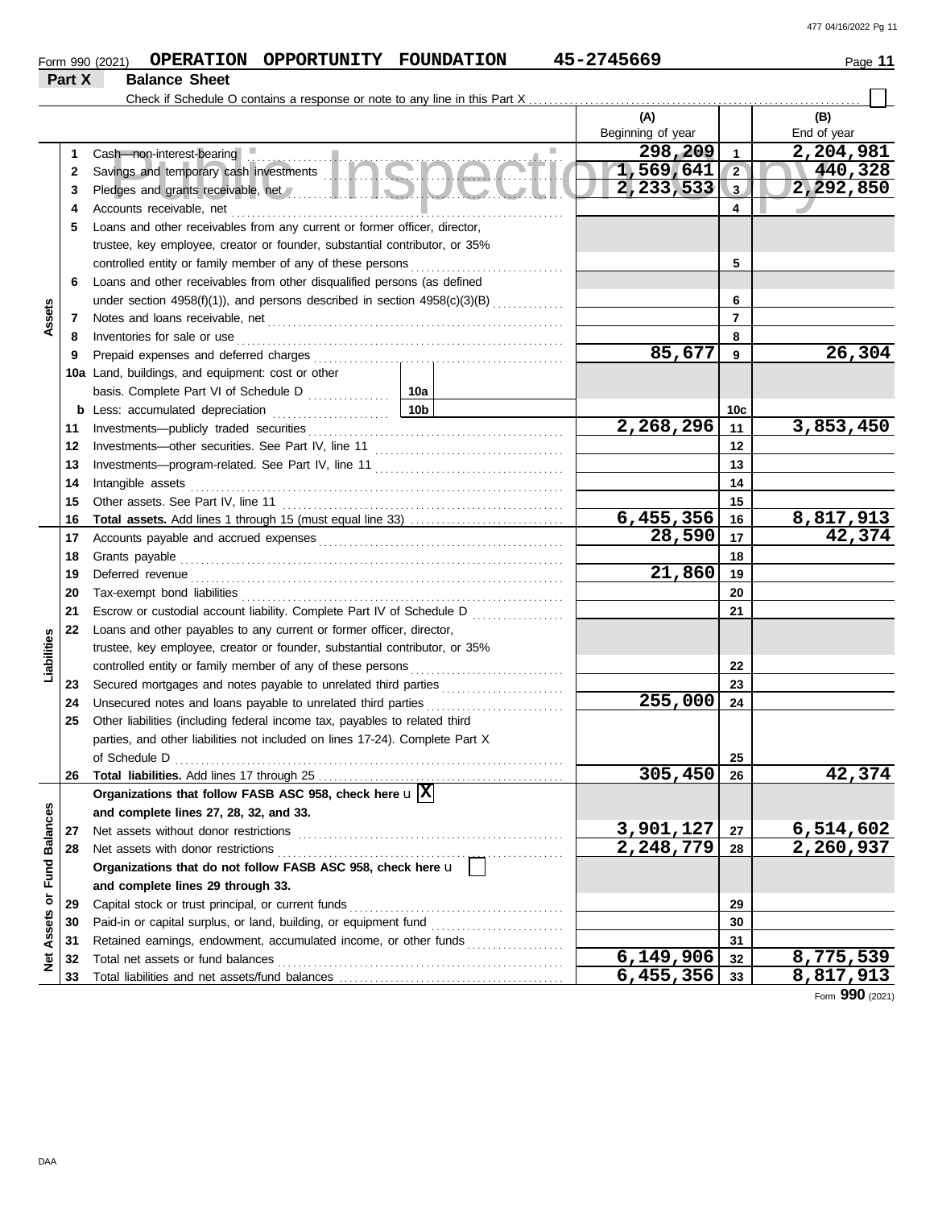Form 990 (2021) **OPERATION OPPORTUNITY FOUNDATION** 45-2745669 Page **11**

## Part X Balance Sheet

Check if Schedule O contains a response or note to any line in this Part X . . . . . . . . . . . . . . . . . . . . ☐

| | | | | (A) Beginning of year | | (B) End of year |
|---|---|---|---|---|---|---|
| Assets | 1 | Cash—non-interest-bearing | | 298,209 | 1 | 2,204,981 |
| | 2 | Savings and temporary cash investments | | 1,569,641 | 2 | 440,328 |
| | 3 | Pledges and grants receivable, net | | 2,233,533 | 3 | 2,292,850 |
| | 4 | Accounts receivable, net | | | 4 | |
| | 5 | Loans and other receivables from any current or former officer, director, trustee, key employee, creator or founder, substantial contributor, or 35% controlled entity or family member of any of these persons | | | 5 | |
| | 6 | Loans and other receivables from other disqualified persons (as defined under section 4958(f)(1)), and persons described in section 4958(c)(3)(B) | | | 6 | |
| | 7 | Notes and loans receivable, net | | | 7 | |
| | 8 | Inventories for sale or use | | | 8 | |
| | 9 | Prepaid expenses and deferred charges | | 85,677 | 9 | 26,304 |
| | 10a | Land, buildings, and equipment: cost or other basis. Complete Part VI of Schedule D | 10a | | | |
| | b | Less: accumulated depreciation | 10b | | 10c | |
| | 11 | Investments—publicly traded securities | | 2,268,296 | 11 | 3,853,450 |
| | 12 | Investments—other securities. See Part IV, line 11 | | | 12 | |
| | 13 | Investments—program-related. See Part IV, line 11 | | | 13 | |
| | 14 | Intangible assets | | | 14 | |
| | 15 | Other assets. See Part IV, line 11 | | | 15 | |
| | 16 | **Total assets.** Add lines 1 through 15 (must equal line 33) | | 6,455,356 | 16 | 8,817,913 |
| Liabilities | 17 | Accounts payable and accrued expenses | | 28,590 | 17 | 42,374 |
| | 18 | Grants payable | | | 18 | |
| | 19 | Deferred revenue | | 21,860 | 19 | |
| | 20 | Tax-exempt bond liabilities | | | 20 | |
| | 21 | Escrow or custodial account liability. Complete Part IV of Schedule D | | | 21 | |
| | 22 | Loans and other payables to any current or former officer, director, trustee, key employee, creator or founder, substantial contributor, or 35% controlled entity or family member of any of these persons | | | 22 | |
| | 23 | Secured mortgages and notes payable to unrelated third parties | | | 23 | |
| | 24 | Unsecured notes and loans payable to unrelated third parties | | 255,000 | 24 | |
| | 25 | Other liabilities (including federal income tax, payables to related third parties, and other liabilities not included on lines 17-24). Complete Part X of Schedule D | | | 25 | |
| | 26 | **Total liabilities.** Add lines 17 through 25 | | 305,450 | 26 | 42,374 |
| Net Assets or Fund Balances | | **Organizations that follow FASB ASC 958, check here** u ☒ **and complete lines 27, 28, 32, and 33.** | | | | |
| | 27 | Net assets without donor restrictions | | 3,901,127 | 27 | 6,514,602 |
| | 28 | Net assets with donor restrictions | | 2,248,779 | 28 | 2,260,937 |
| | | **Organizations that do not follow FASB ASC 958, check here** u ☐ **and complete lines 29 through 33.** | | | | |
| | 29 | Capital stock or trust principal, or current funds | | | 29 | |
| | 30 | Paid-in or capital surplus, or land, building, or equipment fund | | | 30 | |
| | 31 | Retained earnings, endowment, accumulated income, or other funds | | | 31 | |
| | 32 | Total net assets or fund balances | | 6,149,906 | 32 | 8,775,539 |
| | 33 | Total liabilities and net assets/fund balances | | 6,455,356 | 33 | 8,817,913 |

Form **990** (2021)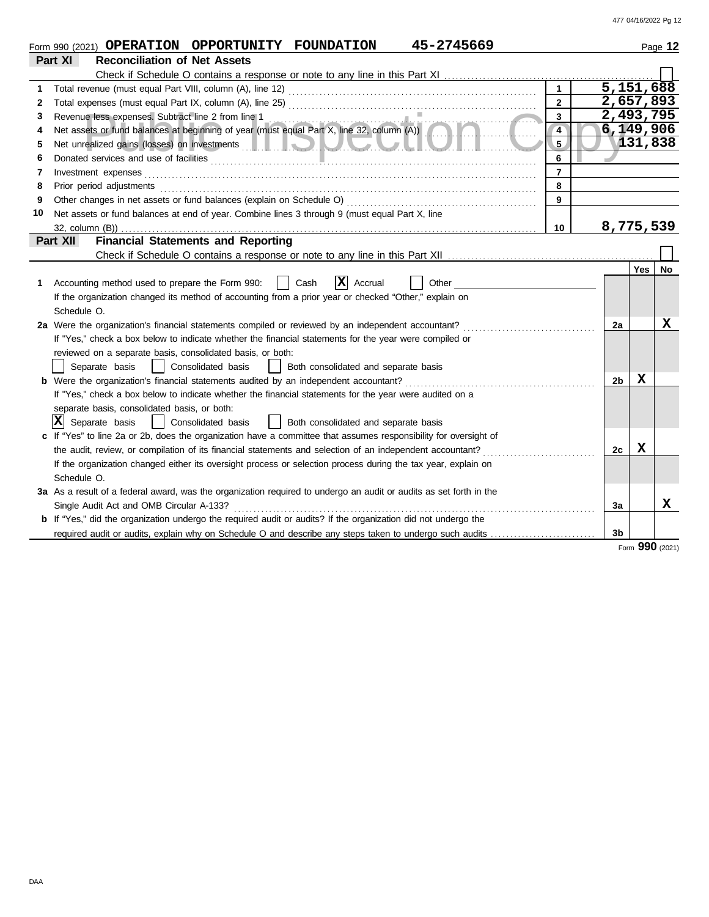Form 990 (2021) **OPERATION OPPORTUNITY FOUNDATION** **45-2745669**

## Part XI Reconciliation of Net Assets

Check if Schedule O contains a response or note to any line in this Part XI ☐

| | | | |
|---|---|---|---|
| 1 | Total revenue (must equal Part VIII, column (A), line 12) | 1 | 5,151,688 |
| 2 | Total expenses (must equal Part IX, column (A), line 25) | 2 | 2,657,893 |
| 3 | Revenue less expenses. Subtract line 2 from line 1 | 3 | 2,493,795 |
| 4 | Net assets or fund balances at beginning of year (must equal Part X, line 32, column (A)) | 4 | 6,149,906 |
| 5 | Net unrealized gains (losses) on investments | 5 | 131,838 |
| 6 | Donated services and use of facilities | 6 | |
| 7 | Investment expenses | 7 | |
| 8 | Prior period adjustments | 8 | |
| 9 | Other changes in net assets or fund balances (explain on Schedule O) | 9 | |
| 10 | Net assets or fund balances at end of year. Combine lines 3 through 9 (must equal Part X, line 32, column (B)) | 10 | 8,775,539 |

## Part XII Financial Statements and Reporting

Check if Schedule O contains a response or note to any line in this Part XII ☐

| | | | Yes | No |
|---|---|---|---|---|
| 1 | Accounting method used to prepare the Form 990: ☐ Cash ☒ Accrual ☐ Other<br>If the organization changed its method of accounting from a prior year or checked "Other," explain on Schedule O. | | | |
| 2a | Were the organization's financial statements compiled or reviewed by an independent accountant?<br>If "Yes," check a box below to indicate whether the financial statements for the year were compiled or reviewed on a separate basis, consolidated basis, or both:<br>☐ Separate basis ☐ Consolidated basis ☐ Both consolidated and separate basis | 2a | | X |
| b | Were the organization's financial statements audited by an independent accountant?<br>If "Yes," check a box below to indicate whether the financial statements for the year were audited on a separate basis, consolidated basis, or both:<br>☒ Separate basis ☐ Consolidated basis ☐ Both consolidated and separate basis | 2b | X | |
| c | If "Yes" to line 2a or 2b, does the organization have a committee that assumes responsibility for oversight of the audit, review, or compilation of its financial statements and selection of an independent accountant?<br>If the organization changed either its oversight process or selection process during the tax year, explain on Schedule O. | 2c | X | |
| 3a | As a result of a federal award, was the organization required to undergo an audit or audits as set forth in the Single Audit Act and OMB Circular A-133? | 3a | | X |
| b | If "Yes," did the organization undergo the required audit or audits? If the organization did not undergo the required audit or audits, explain why on Schedule O and describe any steps taken to undergo such audits | 3b | | |

Form **990** (2021)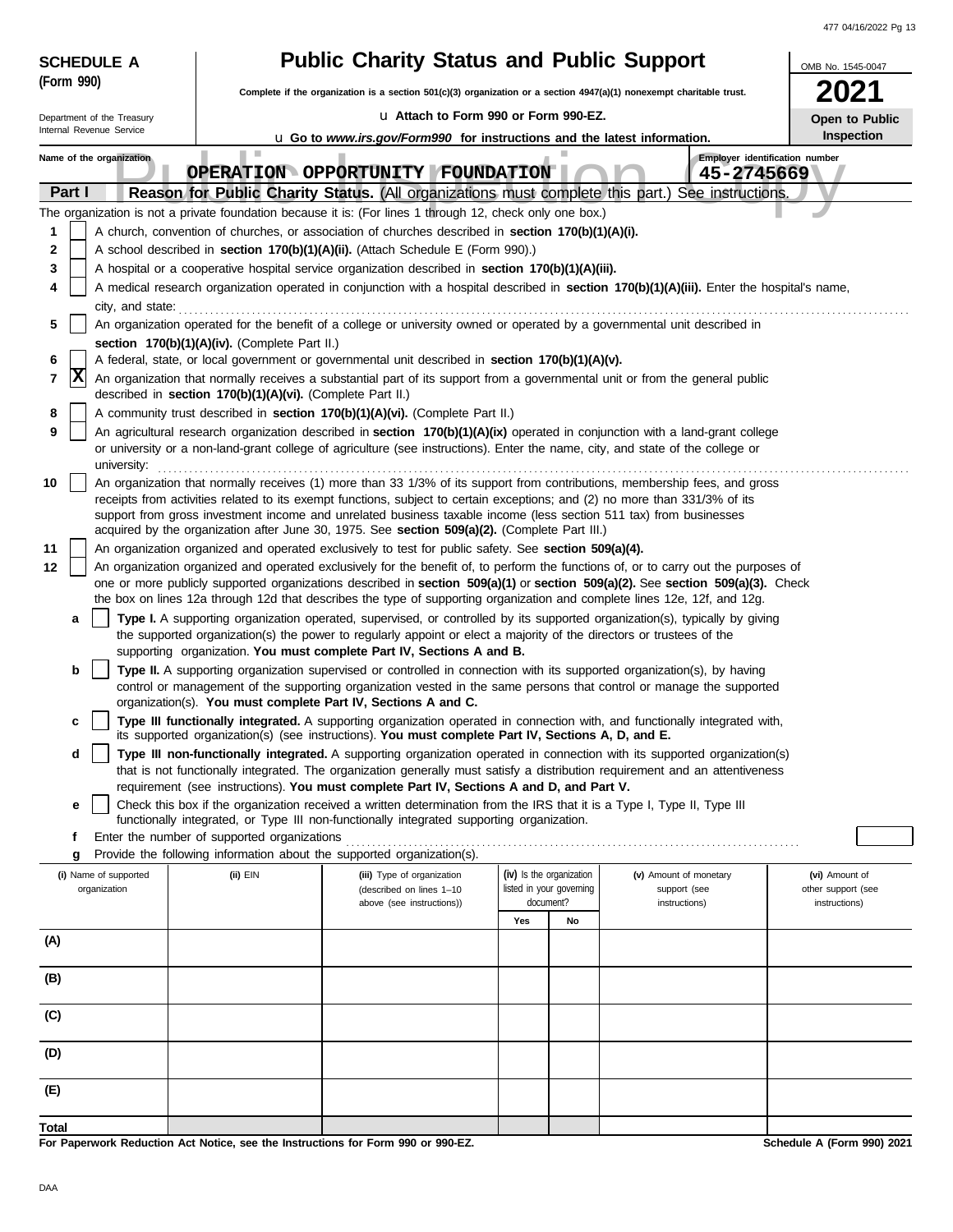**SCHEDULE A (Form 990)**

Department of the Treasury
Internal Revenue Service

# Public Charity Status and Public Support

**Complete if the organization is a section 501(c)(3) organization or a section 4947(a)(1) nonexempt charitable trust.**

u Attach to Form 990 or Form 990-EZ.

u Go to *www.irs.gov/Form990* for instructions and the latest information.

OMB No. 1545-0047

**2021**

**Open to Public Inspection**

Name of the organization: **OPERATION OPPORTUNITY FOUNDATION**

Employer identification number: **45-2745669**

**Part I** **Reason for Public Charity Status.** (All organizations must complete this part.) See instructions.

The organization is not a private foundation because it is: (For lines 1 through 12, check only one box.)

1 [ ] A church, convention of churches, or association of churches described in **section 170(b)(1)(A)(i).**

2 [ ] A school described in **section 170(b)(1)(A)(ii).** (Attach Schedule E (Form 990).)

3 [ ] A hospital or a cooperative hospital service organization described in **section 170(b)(1)(A)(iii).**

4 [ ] A medical research organization operated in conjunction with a hospital described in **section 170(b)(1)(A)(iii).** Enter the hospital's name, city, and state:

5 [ ] An organization operated for the benefit of a college or university owned or operated by a governmental unit described in **section 170(b)(1)(A)(iv).** (Complete Part II.)

6 [ ] A federal, state, or local government or governmental unit described in **section 170(b)(1)(A)(v).**

7 [X] An organization that normally receives a substantial part of its support from a governmental unit or from the general public described in **section 170(b)(1)(A)(vi).** (Complete Part II.)

8 [ ] A community trust described in **section 170(b)(1)(A)(vi).** (Complete Part II.)

9 [ ] An agricultural research organization described in **section 170(b)(1)(A)(ix)** operated in conjunction with a land-grant college or university or a non-land-grant college of agriculture (see instructions). Enter the name, city, and state of the college or university:

10 [ ] An organization that normally receives (1) more than 33 1/3% of its support from contributions, membership fees, and gross receipts from activities related to its exempt functions, subject to certain exceptions; and (2) no more than 331/3% of its support from gross investment income and unrelated business taxable income (less section 511 tax) from businesses acquired by the organization after June 30, 1975. See **section 509(a)(2).** (Complete Part III.)

11 [ ] An organization organized and operated exclusively to test for public safety. See **section 509(a)(4).**

12 [ ] An organization organized and operated exclusively for the benefit of, to perform the functions of, or to carry out the purposes of one or more publicly supported organizations described in **section 509(a)(1)** or **section 509(a)(2).** See **section 509(a)(3).** Check the box on lines 12a through 12d that describes the type of supporting organization and complete lines 12e, 12f, and 12g.

a [ ] **Type I.** A supporting organization operated, supervised, or controlled by its supported organization(s), typically by giving the supported organization(s) the power to regularly appoint or elect a majority of the directors or trustees of the supporting organization. **You must complete Part IV, Sections A and B.**

b [ ] **Type II.** A supporting organization supervised or controlled in connection with its supported organization(s), by having control or management of the supporting organization vested in the same persons that control or manage the supported organization(s). **You must complete Part IV, Sections A and C.**

c [ ] **Type III functionally integrated.** A supporting organization operated in connection with, and functionally integrated with, its supported organization(s) (see instructions). **You must complete Part IV, Sections A, D, and E.**

d [ ] **Type III non-functionally integrated.** A supporting organization operated in connection with its supported organization(s) that is not functionally integrated. The organization generally must satisfy a distribution requirement and an attentiveness requirement (see instructions). **You must complete Part IV, Sections A and D, and Part V.**

e [ ] Check this box if the organization received a written determination from the IRS that it is a Type I, Type II, Type III functionally integrated, or Type III non-functionally integrated supporting organization.

f Enter the number of supported organizations

g Provide the following information about the supported organization(s).

| (i) Name of supported organization | (ii) EIN | (iii) Type of organization (described on lines 1–10 above (see instructions)) | (iv) Is the organization listed in your governing document? | | (v) Amount of monetary support (see instructions) | (vi) Amount of other support (see instructions) |
|---|---|---|---|---|---|---|
| | | | Yes | No | | |
| (A) | | | | | | |
| (B) | | | | | | |
| (C) | | | | | | |
| (D) | | | | | | |
| (E) | | | | | | |
| Total | | | | | | |

**For Paperwork Reduction Act Notice, see the Instructions for Form 990 or 990-EZ.**

**Schedule A (Form 990) 2021**

DAA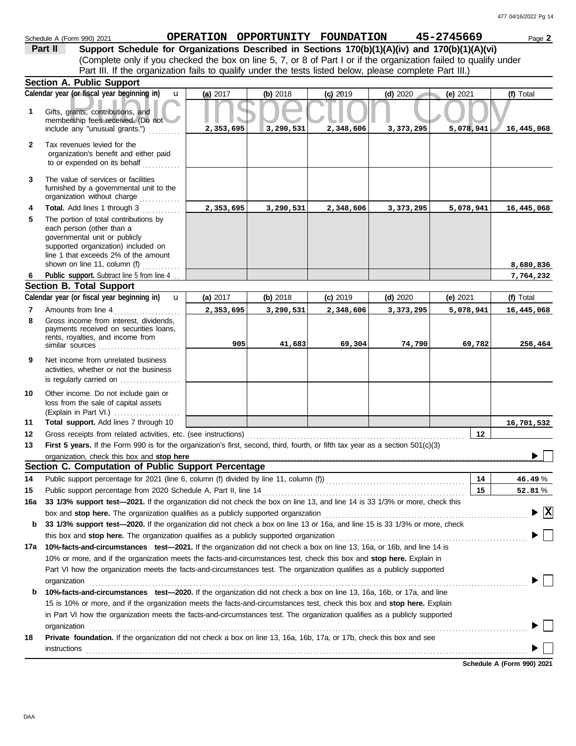Schedule A (Form 990) 2021 **OPERATION OPPORTUNITY FOUNDATION 45-2745669** Page **2**

**Part II** **Support Schedule for Organizations Described in Sections 170(b)(1)(A)(iv) and 170(b)(1)(A)(vi)**
(Complete only if you checked the box on line 5, 7, or 8 of Part I or if the organization failed to qualify under Part III. If the organization fails to qualify under the tests listed below, please complete Part III.)

### Section A. Public Support

| | Calendar year (or fiscal year beginning in) | (a) 2017 | (b) 2018 | (c) 2019 | (d) 2020 | (e) 2021 | (f) Total |
|---|---|---|---|---|---|---|---|
| 1 | Gifts, grants, contributions, and membership fees received. (Do not include any "unusual grants.") | 2,353,695 | 3,290,531 | 2,348,606 | 3,373,295 | 5,078,941 | 16,445,068 |
| 2 | Tax revenues levied for the organization's benefit and either paid to or expended on its behalf | | | | | | |
| 3 | The value of services or facilities furnished by a governmental unit to the organization without charge | | | | | | |
| 4 | **Total.** Add lines 1 through 3 | 2,353,695 | 3,290,531 | 2,348,606 | 3,373,295 | 5,078,941 | 16,445,068 |
| 5 | The portion of total contributions by each person (other than a governmental unit or publicly supported organization) included on line 1 that exceeds 2% of the amount shown on line 11, column (f) | | | | | | 8,680,836 |
| 6 | **Public support.** Subtract line 5 from line 4 | | | | | | 7,764,232 |

### Section B. Total Support

| | Calendar year (or fiscal year beginning in) | (a) 2017 | (b) 2018 | (c) 2019 | (d) 2020 | (e) 2021 | (f) Total |
|---|---|---|---|---|---|---|---|
| 7 | Amounts from line 4 | 2,353,695 | 3,290,531 | 2,348,606 | 3,373,295 | 5,078,941 | 16,445,068 |
| 8 | Gross income from interest, dividends, payments received on securities loans, rents, royalties, and income from similar sources | 905 | 41,683 | 69,304 | 74,790 | 69,782 | 256,464 |
| 9 | Net income from unrelated business activities, whether or not the business is regularly carried on | | | | | | |
| 10 | Other income. Do not include gain or loss from the sale of capital assets (Explain in Part VI.) | | | | | | |
| 11 | **Total support.** Add lines 7 through 10 | | | | | | 16,701,532 |

12 Gross receipts from related activities, etc. (see instructions) | 12 |

13 **First 5 years.** If the Form 990 is for the organization's first, second, third, fourth, or fifth tax year as a section 501(c)(3) organization, check this box and **stop here** ☐

### Section C. Computation of Public Support Percentage

14 Public support percentage for 2021 (line 6, column (f) divided by line 11, column (f)) | 14 | **46.49** %

15 Public support percentage from 2020 Schedule A, Part II, line 14 | 15 | **52.81** %

**16a** **33 1/3% support test—2021.** If the organization did not check the box on line 13, and line 14 is 33 1/3% or more, check this box and **stop here.** The organization qualifies as a publicly supported organization ☒

**b** **33 1/3% support test—2020.** If the organization did not check a box on line 13 or 16a, and line 15 is 33 1/3% or more, check this box and **stop here.** The organization qualifies as a publicly supported organization ☐

**17a** **10%-facts-and-circumstances test—2021.** If the organization did not check a box on line 13, 16a, or 16b, and line 14 is 10% or more, and if the organization meets the facts-and-circumstances test, check this box and **stop here.** Explain in Part VI how the organization meets the facts-and-circumstances test. The organization qualifies as a publicly supported organization ☐

**b** **10%-facts-and-circumstances test—2020.** If the organization did not check a box on line 13, 16a, 16b, or 17a, and line 15 is 10% or more, and if the organization meets the facts-and-circumstances test, check this box and **stop here.** Explain in Part VI how the organization meets the facts-and-circumstances test. The organization qualifies as a publicly supported organization ☐

**18** **Private foundation.** If the organization did not check a box on line 13, 16a, 16b, 17a, or 17b, check this box and see instructions ☐

**Schedule A (Form 990) 2021**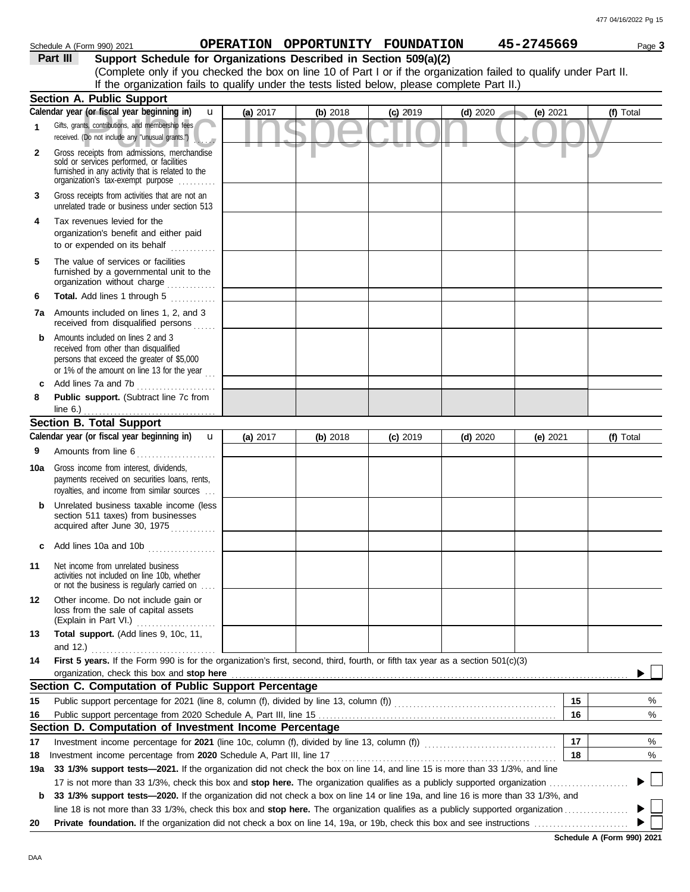Schedule A (Form 990) 2021 **OPERATION OPPORTUNITY FOUNDATION 45-2745669** Page **3**

**Part III** **Support Schedule for Organizations Described in Section 509(a)(2)**

(Complete only if you checked the box on line 10 of Part I or if the organization failed to qualify under Part II. If the organization fails to qualify under the tests listed below, please complete Part II.)

**Section A. Public Support**

| Calendar year (or fiscal year beginning in) | (a) 2017 | (b) 2018 | (c) 2019 | (d) 2020 | (e) 2021 | (f) Total |
|---|---|---|---|---|---|---|
| 1 Gifts, grants, contributions, and membership fees received. (Do not include any "unusual grants.") | | | | | | |
| 2 Gross receipts from admissions, merchandise sold or services performed, or facilities furnished in any activity that is related to the organization's tax-exempt purpose | | | | | | |
| 3 Gross receipts from activities that are not an unrelated trade or business under section 513 | | | | | | |
| 4 Tax revenues levied for the organization's benefit and either paid to or expended on its behalf | | | | | | |
| 5 The value of services or facilities furnished by a governmental unit to the organization without charge | | | | | | |
| 6 **Total.** Add lines 1 through 5 | | | | | | |
| 7a Amounts included on lines 1, 2, and 3 received from disqualified persons | | | | | | |
| b Amounts included on lines 2 and 3 received from other than disqualified persons that exceed the greater of $5,000 or 1% of the amount on line 13 for the year | | | | | | |
| c Add lines 7a and 7b | | | | | | |
| 8 **Public support.** (Subtract line 7c from line 6.) | | | | | | |

**Section B. Total Support**

| Calendar year (or fiscal year beginning in) | (a) 2017 | (b) 2018 | (c) 2019 | (d) 2020 | (e) 2021 | (f) Total |
|---|---|---|---|---|---|---|
| 9 Amounts from line 6 | | | | | | |
| 10a Gross income from interest, dividends, payments received on securities loans, rents, royalties, and income from similar sources | | | | | | |
| b Unrelated business taxable income (less section 511 taxes) from businesses acquired after June 30, 1975 | | | | | | |
| c Add lines 10a and 10b | | | | | | |
| 11 Net income from unrelated business activities not included on line 10b, whether or not the business is regularly carried on | | | | | | |
| 12 Other income. Do not include gain or loss from the sale of capital assets (Explain in Part VI.) | | | | | | |
| 13 **Total support.** (Add lines 9, 10c, 11, and 12.) | | | | | | |

14 **First 5 years.** If the Form 990 is for the organization's first, second, third, fourth, or fifth tax year as a section 501(c)(3) organization, check this box and **stop here** ☐

**Section C. Computation of Public Support Percentage**

15 Public support percentage for 2021 (line 8, column (f), divided by line 13, column (f)) 15 %

16 Public support percentage from 2020 Schedule A, Part III, line 15 16 %

**Section D. Computation of Investment Income Percentage**

17 Investment income percentage for **2021** (line 10c, column (f), divided by line 13, column (f)) 17 %

18 Investment income percentage from **2020** Schedule A, Part III, line 17 18 %

19a **33 1/3% support tests—2021.** If the organization did not check the box on line 14, and line 15 is more than 33 1/3%, and line 17 is not more than 33 1/3%, check this box and **stop here.** The organization qualifies as a publicly supported organization ☐

b **33 1/3% support tests—2020.** If the organization did not check a box on line 14 or line 19a, and line 16 is more than 33 1/3%, and line 18 is not more than 33 1/3%, check this box and **stop here.** The organization qualifies as a publicly supported organization ☐

20 **Private foundation.** If the organization did not check a box on line 14, 19a, or 19b, check this box and see instructions ☐

**Schedule A (Form 990) 2021**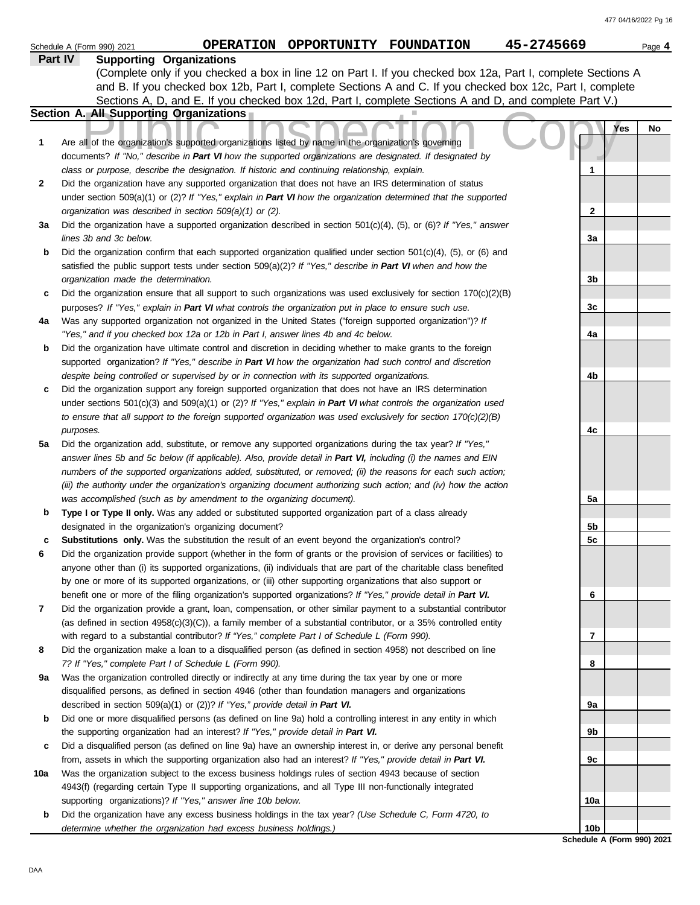Schedule A (Form 990) 2021 **OPERATION OPPORTUNITY FOUNDATION** **45-2745669** Page **4**

## Part IV Supporting Organizations

(Complete only if you checked a box in line 12 on Part I. If you checked box 12a, Part I, complete Sections A and B. If you checked box 12b, Part I, complete Sections A and C. If you checked box 12c, Part I, complete Sections A, D, and E. If you checked box 12d, Part I, complete Sections A and D, and complete Part V.)

### Section A. All Supporting Organizations

Public Inspection Copy

| | | | Yes | No |
|---|---|---|---|---|
| **1** | Are all of the organization's supported organizations listed by name in the organization's governing documents? *If "No," describe in **Part VI** how the supported organizations are designated. If designated by class or purpose, describe the designation. If historic and continuing relationship, explain.* | 1 | | |
| **2** | Did the organization have any supported organization that does not have an IRS determination of status under section 509(a)(1) or (2)? *If "Yes," explain in **Part VI** how the organization determined that the supported organization was described in section 509(a)(1) or (2).* | 2 | | |
| **3a** | Did the organization have a supported organization described in section 501(c)(4), (5), or (6)? *If "Yes," answer lines 3b and 3c below.* | 3a | | |
| **b** | Did the organization confirm that each supported organization qualified under section 501(c)(4), (5), or (6) and satisfied the public support tests under section 509(a)(2)? *If "Yes," describe in **Part VI** when and how the organization made the determination.* | 3b | | |
| **c** | Did the organization ensure that all support to such organizations was used exclusively for section 170(c)(2)(B) purposes? *If "Yes," explain in **Part VI** what controls the organization put in place to ensure such use.* | 3c | | |
| **4a** | Was any supported organization not organized in the United States ("foreign supported organization")? *If "Yes," and if you checked box 12a or 12b in Part I, answer lines 4b and 4c below.* | 4a | | |
| **b** | Did the organization have ultimate control and discretion in deciding whether to make grants to the foreign supported organization? *If "Yes," describe in **Part VI** how the organization had such control and discretion despite being controlled or supervised by or in connection with its supported organizations.* | 4b | | |
| **c** | Did the organization support any foreign supported organization that does not have an IRS determination under sections 501(c)(3) and 509(a)(1) or (2)? *If "Yes," explain in **Part VI** what controls the organization used to ensure that all support to the foreign supported organization was used exclusively for section 170(c)(2)(B) purposes.* | 4c | | |
| **5a** | Did the organization add, substitute, or remove any supported organizations during the tax year? *If "Yes," answer lines 5b and 5c below (if applicable). Also, provide detail in **Part VI,** including (i) the names and EIN numbers of the supported organizations added, substituted, or removed; (ii) the reasons for each such action; (iii) the authority under the organization's organizing document authorizing such action; and (iv) how the action was accomplished (such as by amendment to the organizing document).* | 5a | | |
| **b** | **Type I or Type II only.** Was any added or substituted supported organization part of a class already designated in the organization's organizing document? | 5b | | |
| **c** | **Substitutions only.** Was the substitution the result of an event beyond the organization's control? | 5c | | |
| **6** | Did the organization provide support (whether in the form of grants or the provision of services or facilities) to anyone other than (i) its supported organizations, (ii) individuals that are part of the charitable class benefited by one or more of its supported organizations, or (iii) other supporting organizations that also support or benefit one or more of the filing organization's supported organizations? *If "Yes," provide detail in **Part VI.*** | 6 | | |
| **7** | Did the organization provide a grant, loan, compensation, or other similar payment to a substantial contributor (as defined in section 4958(c)(3)(C)), a family member of a substantial contributor, or a 35% controlled entity with regard to a substantial contributor? *If "Yes," complete Part I of Schedule L (Form 990).* | 7 | | |
| **8** | Did the organization make a loan to a disqualified person (as defined in section 4958) not described on line 7? *If "Yes," complete Part I of Schedule L (Form 990).* | 8 | | |
| **9a** | Was the organization controlled directly or indirectly at any time during the tax year by one or more disqualified persons, as defined in section 4946 (other than foundation managers and organizations described in section 509(a)(1) or (2))? *If "Yes," provide detail in **Part VI.*** | 9a | | |
| **b** | Did one or more disqualified persons (as defined on line 9a) hold a controlling interest in any entity in which the supporting organization had an interest? *If "Yes," provide detail in **Part VI.*** | 9b | | |
| **c** | Did a disqualified person (as defined on line 9a) have an ownership interest in, or derive any personal benefit from, assets in which the supporting organization also had an interest? *If "Yes," provide detail in **Part VI.*** | 9c | | |
| **10a** | Was the organization subject to the excess business holdings rules of section 4943 because of section 4943(f) (regarding certain Type II supporting organizations, and all Type III non-functionally integrated supporting organizations)? *If "Yes," answer line 10b below.* | 10a | | |
| **b** | Did the organization have any excess business holdings in the tax year? *(Use Schedule C, Form 4720, to determine whether the organization had excess business holdings.)* | 10b | | |

**Schedule A (Form 990) 2021**

DAA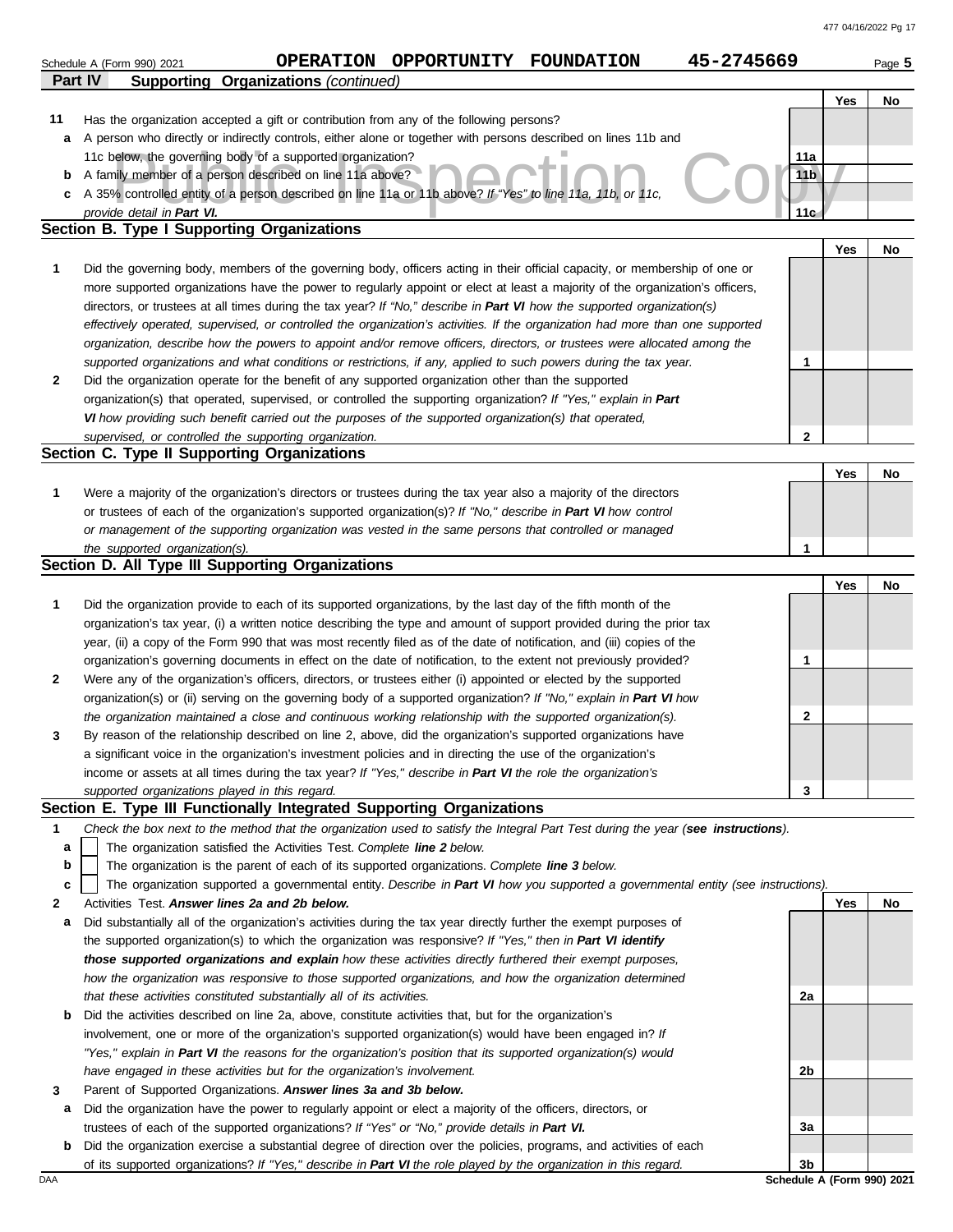Schedule A (Form 990) 2021 **OPERATION OPPORTUNITY FOUNDATION** **45-2745669** Page **5**

**Part IV Supporting Organizations** *(continued)*

| | | | Yes | No |
|---|---|---|---|---|
| **11** | Has the organization accepted a gift or contribution from any of the following persons? | | | |
| **a** | A person who directly or indirectly controls, either alone or together with persons described on lines 11b and 11c below, the governing body of a supported organization? | 11a | | |
| **b** | A family member of a person described on line 11a above? | 11b | | |
| **c** | A 35% controlled entity of a person described on line 11a or 11b above? *If "Yes" to line 11a, 11b, or 11c, provide detail in **Part VI.*** | 11c | | |

## Section B. Type I Supporting Organizations

| | | | Yes | No |
|---|---|---|---|---|
| **1** | Did the governing body, members of the governing body, officers acting in their official capacity, or membership of one or more supported organizations have the power to regularly appoint or elect at least a majority of the organization's officers, directors, or trustees at all times during the tax year? *If "No," describe in **Part VI** how the supported organization(s) effectively operated, supervised, or controlled the organization's activities. If the organization had more than one supported organization, describe how the powers to appoint and/or remove officers, directors, or trustees were allocated among the supported organizations and what conditions or restrictions, if any, applied to such powers during the tax year.* | 1 | | |
| **2** | Did the organization operate for the benefit of any supported organization other than the supported organization(s) that operated, supervised, or controlled the supporting organization? *If "Yes," explain in **Part VI** how providing such benefit carried out the purposes of the supported organization(s) that operated, supervised, or controlled the supporting organization.* | 2 | | |

## Section C. Type II Supporting Organizations

| | | | Yes | No |
|---|---|---|---|---|
| **1** | Were a majority of the organization's directors or trustees during the tax year also a majority of the directors or trustees of each of the organization's supported organization(s)? *If "No," describe in **Part VI** how control or management of the supporting organization was vested in the same persons that controlled or managed the supported organization(s).* | 1 | | |

## Section D. All Type III Supporting Organizations

| | | | Yes | No |
|---|---|---|---|---|
| **1** | Did the organization provide to each of its supported organizations, by the last day of the fifth month of the organization's tax year, (i) a written notice describing the type and amount of support provided during the prior tax year, (ii) a copy of the Form 990 that was most recently filed as of the date of notification, and (iii) copies of the organization's governing documents in effect on the date of notification, to the extent not previously provided? | 1 | | |
| **2** | Were any of the organization's officers, directors, or trustees either (i) appointed or elected by the supported organization(s) or (ii) serving on the governing body of a supported organization? *If "No," explain in **Part VI** how the organization maintained a close and continuous working relationship with the supported organization(s).* | 2 | | |
| **3** | By reason of the relationship described on line 2, above, did the organization's supported organizations have a significant voice in the organization's investment policies and in directing the use of the organization's income or assets at all times during the tax year? *If "Yes," describe in **Part VI** the role the organization's supported organizations played in this regard.* | 3 | | |

## Section E. Type III Functionally Integrated Supporting Organizations

**1** *Check the box next to the method that the organization used to satisfy the Integral Part Test during the year (**see instructions**).*

**a** ☐ The organization satisfied the Activities Test. *Complete **line 2** below.*

**b** ☐ The organization is the parent of each of its supported organizations. *Complete **line 3** below.*

**c** ☐ The organization supported a governmental entity. *Describe in **Part VI** how you supported a governmental entity (see instructions).*

| | | | Yes | No |
|---|---|---|---|---|
| **2** | Activities Test. ***Answer lines 2a and 2b below.*** | | | |
| **a** | Did substantially all of the organization's activities during the tax year directly further the exempt purposes of the supported organization(s) to which the organization was responsive? *If "Yes," then in **Part VI identify those supported organizations and explain** how these activities directly furthered their exempt purposes, how the organization was responsive to those supported organizations, and how the organization determined that these activities constituted substantially all of its activities.* | 2a | | |
| **b** | Did the activities described on line 2a, above, constitute activities that, but for the organization's involvement, one or more of the organization's supported organization(s) would have been engaged in? *If "Yes," explain in **Part VI** the reasons for the organization's position that its supported organization(s) would have engaged in these activities but for the organization's involvement.* | 2b | | |
| **3** | Parent of Supported Organizations. ***Answer lines 3a and 3b below.*** | | | |
| **a** | Did the organization have the power to regularly appoint or elect a majority of the officers, directors, or trustees of each of the supported organizations? *If "Yes" or "No," provide details in **Part VI.*** | 3a | | |
| **b** | Did the organization exercise a substantial degree of direction over the policies, programs, and activities of each of its supported organizations? *If "Yes," describe in **Part VI** the role played by the organization in this regard.* | 3b | | |

DAA **Schedule A (Form 990) 2021**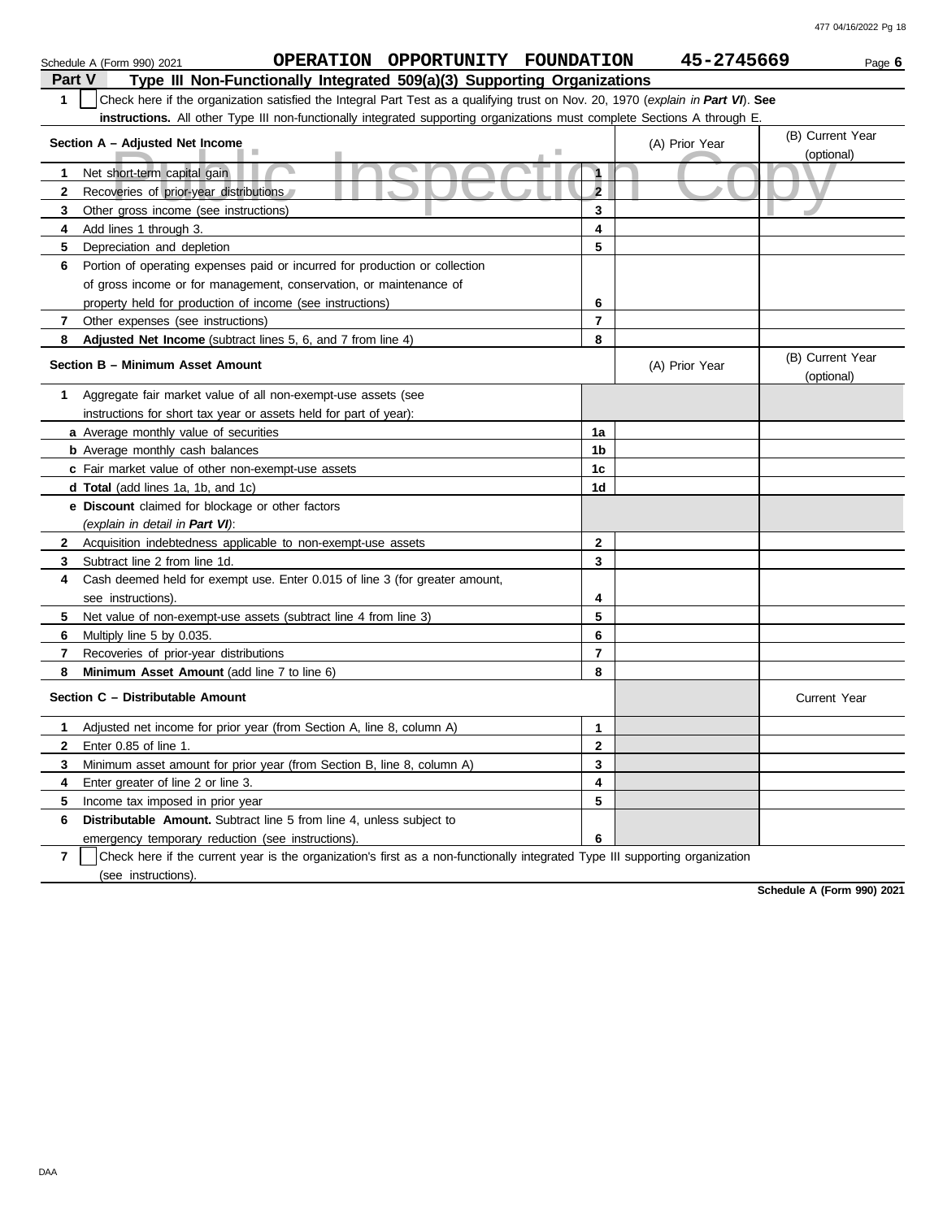Schedule A (Form 990) 2021 **OPERATION OPPORTUNITY FOUNDATION 45-2745669** Page **6**

## Part V Type III Non-Functionally Integrated 509(a)(3) Supporting Organizations

**1** ☐ Check here if the organization satisfied the Integral Part Test as a qualifying trust on Nov. 20, 1970 (*explain in* ***Part VI***). **See instructions.** All other Type III non-functionally integrated supporting organizations must complete Sections A through E.

| **Section A – Adjusted Net Income** | | (A) Prior Year | (B) Current Year (optional) |
|---|---|---|---|
| **1** Net short-term capital gain | **1** | | |
| **2** Recoveries of prior-year distributions | **2** | | |
| **3** Other gross income (see instructions) | **3** | | |
| **4** Add lines 1 through 3. | **4** | | |
| **5** Depreciation and depletion | **5** | | |
| **6** Portion of operating expenses paid or incurred for production or collection of gross income or for management, conservation, or maintenance of property held for production of income (see instructions) | **6** | | |
| **7** Other expenses (see instructions) | **7** | | |
| **8** **Adjusted Net Income** (subtract lines 5, 6, and 7 from line 4) | **8** | | |

| **Section B – Minimum Asset Amount** | | (A) Prior Year | (B) Current Year (optional) |
|---|---|---|---|
| **1** Aggregate fair market value of all non-exempt-use assets (see instructions for short tax year or assets held for part of year): | | | |
| **a** Average monthly value of securities | **1a** | | |
| **b** Average monthly cash balances | **1b** | | |
| **c** Fair market value of other non-exempt-use assets | **1c** | | |
| **d** **Total** (add lines 1a, 1b, and 1c) | **1d** | | |
| **e** **Discount** claimed for blockage or other factors (*explain in detail in* ***Part VI***): | | | |
| **2** Acquisition indebtedness applicable to non-exempt-use assets | **2** | | |
| **3** Subtract line 2 from line 1d. | **3** | | |
| **4** Cash deemed held for exempt use. Enter 0.015 of line 3 (for greater amount, see instructions). | **4** | | |
| **5** Net value of non-exempt-use assets (subtract line 4 from line 3) | **5** | | |
| **6** Multiply line 5 by 0.035. | **6** | | |
| **7** Recoveries of prior-year distributions | **7** | | |
| **8** **Minimum Asset Amount** (add line 7 to line 6) | **8** | | |

| **Section C – Distributable Amount** | | | Current Year |
|---|---|---|---|
| **1** Adjusted net income for prior year (from Section A, line 8, column A) | **1** | | |
| **2** Enter 0.85 of line 1. | **2** | | |
| **3** Minimum asset amount for prior year (from Section B, line 8, column A) | **3** | | |
| **4** Enter greater of line 2 or line 3. | **4** | | |
| **5** Income tax imposed in prior year | **5** | | |
| **6** **Distributable Amount.** Subtract line 5 from line 4, unless subject to emergency temporary reduction (see instructions). | **6** | | |

**7** ☐ Check here if the current year is the organization's first as a non-functionally integrated Type III supporting organization (see instructions).

**Schedule A (Form 990) 2021**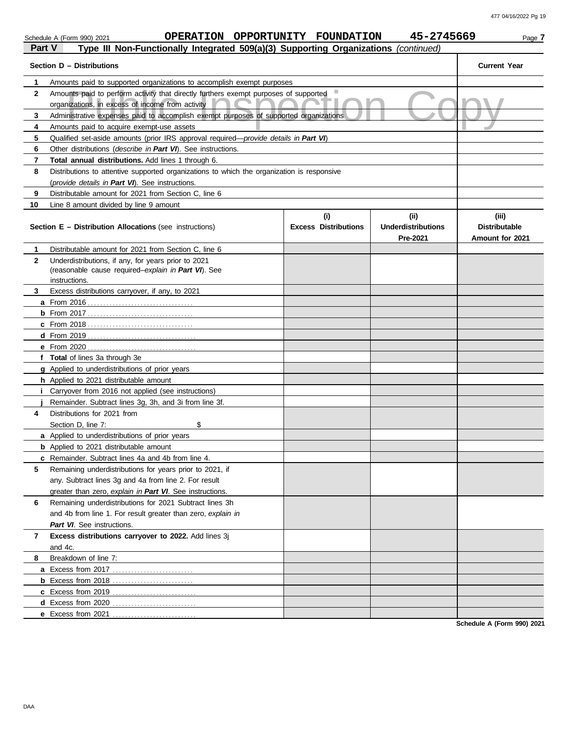Schedule A (Form 990) 2021 **OPERATION OPPORTUNITY FOUNDATION 45-2745669** Page **7**

**Part V Type III Non-Functionally Integrated 509(a)(3) Supporting Organizations** *(continued)*

| **Section D – Distributions** | | **Current Year** |
|---|---|---|
| **1** | Amounts paid to supported organizations to accomplish exempt purposes | |
| **2** | Amounts paid to perform activity that directly furthers exempt purposes of supported organizations, in excess of income from activity | |
| **3** | Administrative expenses paid to accomplish exempt purposes of supported organizations | |
| **4** | Amounts paid to acquire exempt-use assets | |
| **5** | Qualified set-aside amounts (prior IRS approval required—*provide details in **Part VI***) | |
| **6** | Other distributions (*describe in **Part VI***). See instructions. | |
| **7** | **Total annual distributions.** Add lines 1 through 6. | |
| **8** | Distributions to attentive supported organizations to which the organization is responsive (*provide details in **Part VI***). See instructions. | |
| **9** | Distributable amount for 2021 from Section C, line 6 | |
| **10** | Line 8 amount divided by line 9 amount | |

| **Section E – Distribution Allocations** (see instructions) | **(i) Excess Distributions** | **(ii) Underdistributions Pre-2021** | **(iii) Distributable Amount for 2021** |
|---|---|---|---|
| **1** Distributable amount for 2021 from Section C, line 6 | | | |
| **2** Underdistributions, if any, for years prior to 2021 (reasonable cause required–*explain in **Part VI***). See instructions. | | | |
| **3** Excess distributions carryover, if any, to 2021 | | | |
| **a** From 2016 | | | |
| **b** From 2017 | | | |
| **c** From 2018 | | | |
| **d** From 2019 | | | |
| **e** From 2020 | | | |
| **f** **Total** of lines 3a through 3e | | | |
| **g** Applied to underdistributions of prior years | | | |
| **h** Applied to 2021 distributable amount | | | |
| **i** Carryover from 2016 not applied (see instructions) | | | |
| **j** Remainder. Subtract lines 3g, 3h, and 3i from line 3f. | | | |
| **4** Distributions for 2021 from Section D, line 7: $ | | | |
| **a** Applied to underdistributions of prior years | | | |
| **b** Applied to 2021 distributable amount | | | |
| **c** Remainder. Subtract lines 4a and 4b from line 4. | | | |
| **5** Remaining underdistributions for years prior to 2021, if any. Subtract lines 3g and 4a from line 2. For result greater than zero, *explain in **Part VI***. See instructions. | | | |
| **6** Remaining underdistributions for 2021 Subtract lines 3h and 4b from line 1. For result greater than zero, *explain in **Part VI***. See instructions. | | | |
| **7** **Excess distributions carryover to 2022.** Add lines 3j and 4c. | | | |
| **8** Breakdown of line 7: | | | |
| **a** Excess from 2017 | | | |
| **b** Excess from 2018 | | | |
| **c** Excess from 2019 | | | |
| **d** Excess from 2020 | | | |
| **e** Excess from 2021 | | | |

**Schedule A (Form 990) 2021**

DAA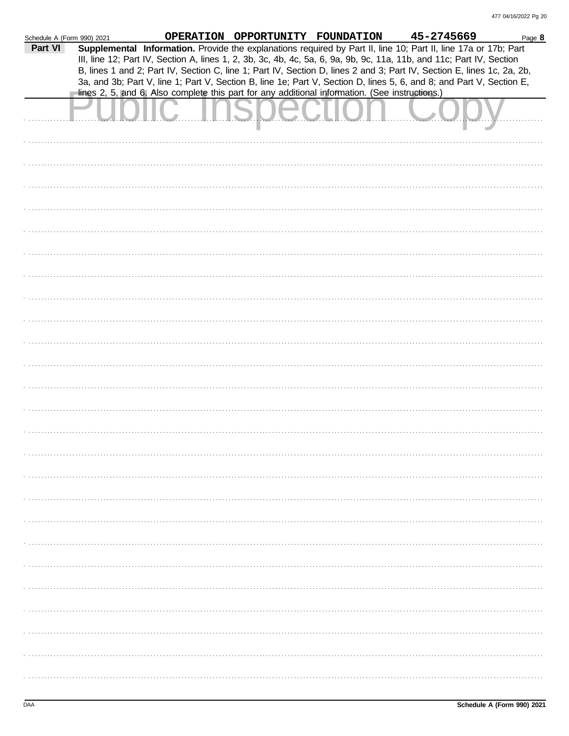Schedule A (Form 990) 2021 **OPERATION OPPORTUNITY FOUNDATION** **45-2745669** Page **8**

**Part VI** **Supplemental Information.** Provide the explanations required by Part II, line 10; Part II, line 17a or 17b; Part III, line 12; Part IV, Section A, lines 1, 2, 3b, 3c, 4b, 4c, 5a, 6, 9a, 9b, 9c, 11a, 11b, and 11c; Part IV, Section B, lines 1 and 2; Part IV, Section C, line 1; Part IV, Section D, lines 2 and 3; Part IV, Section E, lines 1c, 2a, 2b, 3a, and 3b; Part V, line 1; Part V, Section B, line 1e; Part V, Section D, lines 5, 6, and 8; and Part V, Section E, lines 2, 5, and 6. Also complete this part for any additional information. (See instructions.)

Public Inspection Copy

DAA **Schedule A (Form 990) 2021**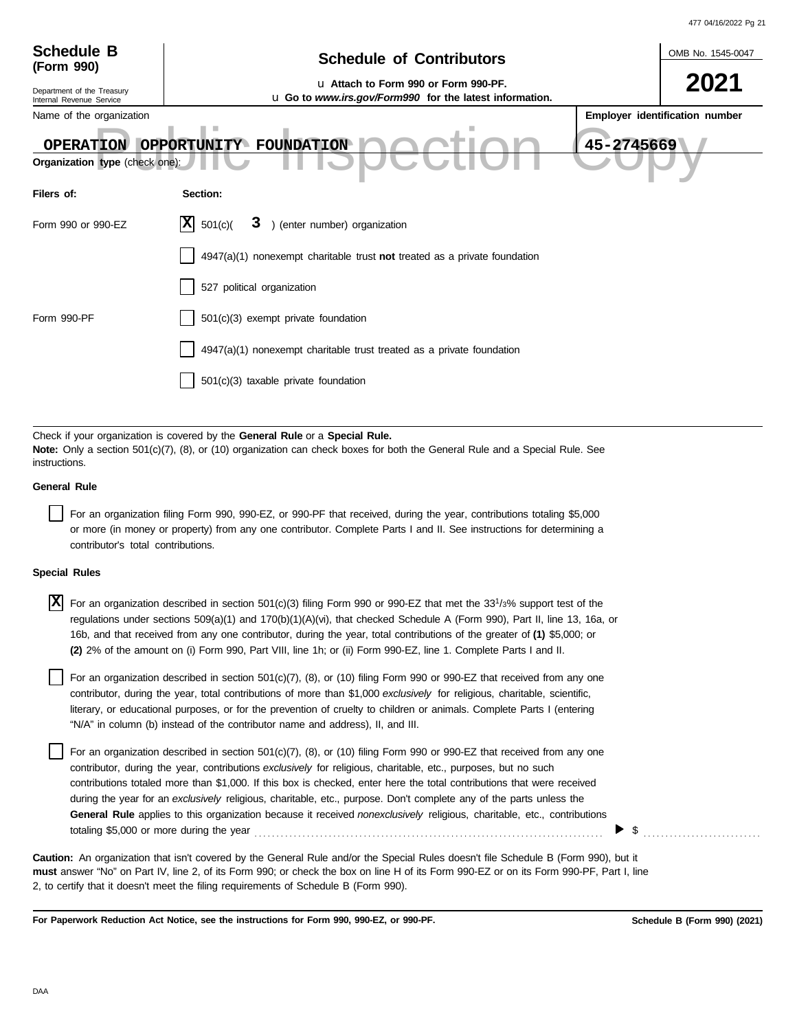**Schedule B (Form 990)**

Department of the Treasury
Internal Revenue Service

## Schedule of Contributors

u Attach to Form 990 or Form 990-PF.
u Go to *www.irs.gov/Form990* for the latest information.

OMB No. 1545-0047

**2021**

Name of the organization: **OPERATION OPPORTUNITY FOUNDATION**

Employer identification number: **45-2745669**

**Organization type** (check one):

| Filers of: | Section: |
|---|---|
| Form 990 or 990-EZ | [X] 501(c)( 3 ) (enter number) organization |
| | [ ] 4947(a)(1) nonexempt charitable trust **not** treated as a private foundation |
| | [ ] 527 political organization |
| Form 990-PF | [ ] 501(c)(3) exempt private foundation |
| | [ ] 4947(a)(1) nonexempt charitable trust treated as a private foundation |
| | [ ] 501(c)(3) taxable private foundation |

Check if your organization is covered by the **General Rule** or a **Special Rule.**

**Note:** Only a section 501(c)(7), (8), or (10) organization can check boxes for both the General Rule and a Special Rule. See instructions.

**General Rule**

[ ] For an organization filing Form 990, 990-EZ, or 990-PF that received, during the year, contributions totaling $5,000 or more (in money or property) from any one contributor. Complete Parts I and II. See instructions for determining a contributor's total contributions.

**Special Rules**

[X] For an organization described in section 501(c)(3) filing Form 990 or 990-EZ that met the $33^1/_3$% support test of the regulations under sections 509(a)(1) and 170(b)(1)(A)(vi), that checked Schedule A (Form 990), Part II, line 13, 16a, or 16b, and that received from any one contributor, during the year, total contributions of the greater of **(1)** $5,000; or **(2)** 2% of the amount on (i) Form 990, Part VIII, line 1h; or (ii) Form 990-EZ, line 1. Complete Parts I and II.

[ ] For an organization described in section 501(c)(7), (8), or (10) filing Form 990 or 990-EZ that received from any one contributor, during the year, total contributions of more than $1,000 *exclusively* for religious, charitable, scientific, literary, or educational purposes, or for the prevention of cruelty to children or animals. Complete Parts I (entering "N/A" in column (b) instead of the contributor name and address), II, and III.

[ ] For an organization described in section 501(c)(7), (8), or (10) filing Form 990 or 990-EZ that received from any one contributor, during the year, contributions *exclusively* for religious, charitable, etc., purposes, but no such contributions totaled more than $1,000. If this box is checked, enter here the total contributions that were received during the year for an *exclusively* religious, charitable, etc., purpose. Don't complete any of the parts unless the **General Rule** applies to this organization because it received *nonexclusively* religious, charitable, etc., contributions totaling $5,000 or more during the year . . . . . . . . . . . ▶ $ . . . . . . . . . . .

**Caution:** An organization that isn't covered by the General Rule and/or the Special Rules doesn't file Schedule B (Form 990), but it **must** answer "No" on Part IV, line 2, of its Form 990; or check the box on line H of its Form 990-EZ or on its Form 990-PF, Part I, line 2, to certify that it doesn't meet the filing requirements of Schedule B (Form 990).

**For Paperwork Reduction Act Notice, see the instructions for Form 990, 990-EZ, or 990-PF.** **Schedule B (Form 990) (2021)**

DAA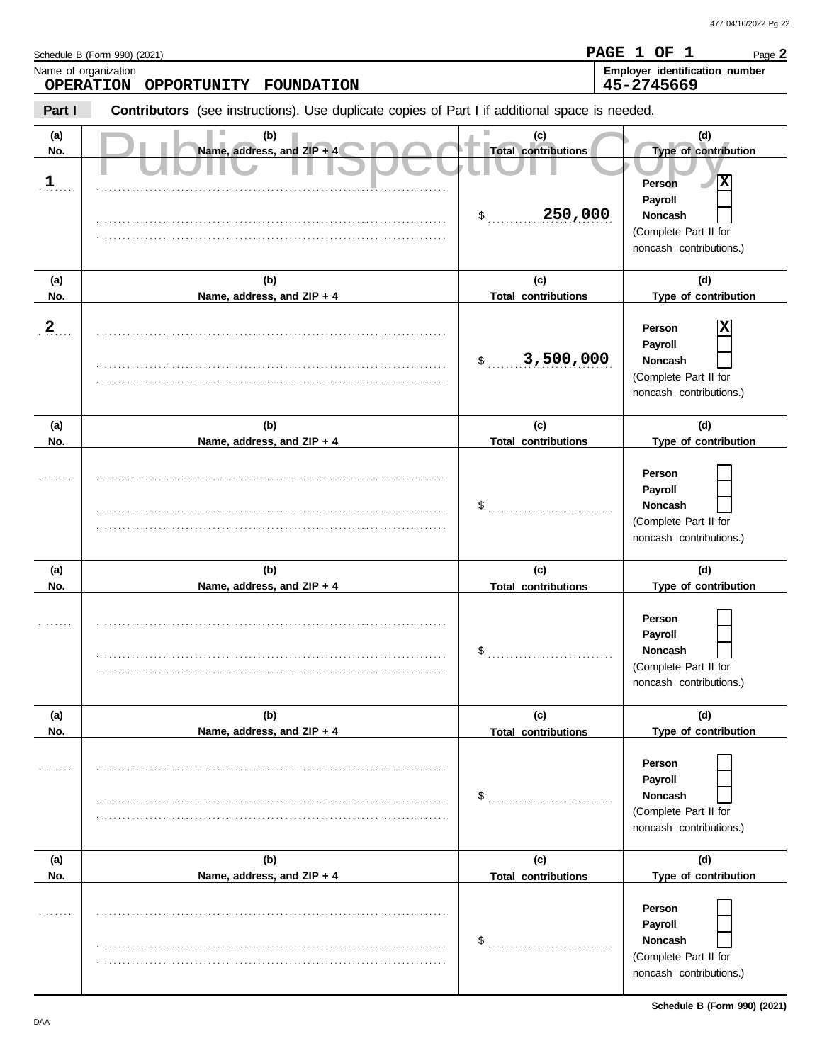Schedule B (Form 990) (2021)

**PAGE 1 OF 1** Page **2**

Name of organization
**OPERATION OPPORTUNITY FOUNDATION**

Employer identification number
**45-2745669**

**Part I** **Contributors** (see instructions). Use duplicate copies of Part I if additional space is needed.

| (a) No. | (b) Name, address, and ZIP + 4 | (c) Total contributions | (d) Type of contribution |
|---|---|---|---|
| 1 | | $ 250,000 | Person [X] Payroll [ ] Noncash [ ] (Complete Part II for noncash contributions.) |
| 2 | | $ 3,500,000 | Person [X] Payroll [ ] Noncash [ ] (Complete Part II for noncash contributions.) |
| | | $ | Person [ ] Payroll [ ] Noncash [ ] (Complete Part II for noncash contributions.) |
| | | $ | Person [ ] Payroll [ ] Noncash [ ] (Complete Part II for noncash contributions.) |
| | | $ | Person [ ] Payroll [ ] Noncash [ ] (Complete Part II for noncash contributions.) |
| | | $ | Person [ ] Payroll [ ] Noncash [ ] (Complete Part II for noncash contributions.) |

Schedule B (Form 990) (2021)

DAA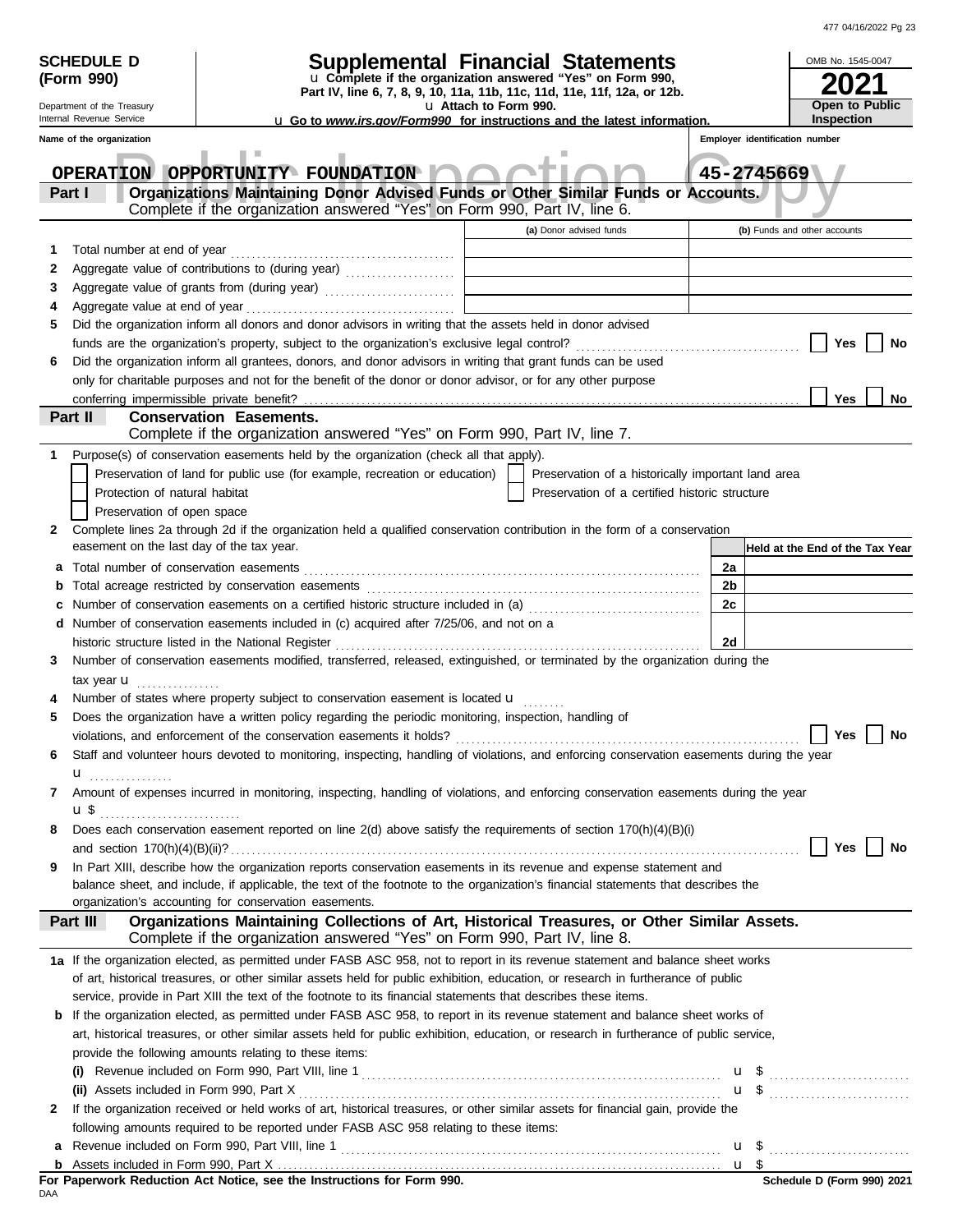**SCHEDULE D (Form 990)**

Department of the Treasury
Internal Revenue Service

# Supplemental Financial Statements

u Complete if the organization answered "Yes" on Form 990, Part IV, line 6, 7, 8, 9, 10, 11a, 11b, 11c, 11d, 11e, 11f, 12a, or 12b.
u Attach to Form 990.
u Go to *www.irs.gov/Form990* for instructions and the latest information.

OMB No. 1545-0047
**2021**
**Open to Public Inspection**

Name of the organization: **OPERATION OPPORTUNITY FOUNDATION**
Employer identification number: **45-2745669**

## Part I Organizations Maintaining Donor Advised Funds or Other Similar Funds or Accounts.
Complete if the organization answered "Yes" on Form 990, Part IV, line 6.

| | | (a) Donor advised funds | (b) Funds and other accounts |
|---|---|---|---|
| 1 | Total number at end of year | | |
| 2 | Aggregate value of contributions to (during year) | | |
| 3 | Aggregate value of grants from (during year) | | |
| 4 | Aggregate value at end of year | | |

5 Did the organization inform all donors and donor advisors in writing that the assets held in donor advised funds are the organization's property, subject to the organization's exclusive legal control? ☐ Yes ☐ No

6 Did the organization inform all grantees, donors, and donor advisors in writing that grant funds can be used only for charitable purposes and not for the benefit of the donor or donor advisor, or for any other purpose conferring impermissible private benefit? ☐ Yes ☐ No

## Part II Conservation Easements.
Complete if the organization answered "Yes" on Form 990, Part IV, line 7.

1 Purpose(s) of conservation easements held by the organization (check all that apply).
- ☐ Preservation of land for public use (for example, recreation or education)
- ☐ Preservation of a historically important land area
- ☐ Protection of natural habitat
- ☐ Preservation of a certified historic structure
- ☐ Preservation of open space

2 Complete lines 2a through 2d if the organization held a qualified conservation contribution in the form of a conservation easement on the last day of the tax year.

| | | | Held at the End of the Tax Year |
|---|---|---|---|
| a | Total number of conservation easements | 2a | |
| b | Total acreage restricted by conservation easements | 2b | |
| c | Number of conservation easements on a certified historic structure included in (a) | 2c | |
| d | Number of conservation easements included in (c) acquired after 7/25/06, and not on a historic structure listed in the National Register | 2d | |

3 Number of conservation easements modified, transferred, released, extinguished, or terminated by the organization during the tax year u

4 Number of states where property subject to conservation easement is located u

5 Does the organization have a written policy regarding the periodic monitoring, inspection, handling of violations, and enforcement of the conservation easements it holds? ☐ Yes ☐ No

6 Staff and volunteer hours devoted to monitoring, inspecting, handling of violations, and enforcing conservation easements during the year u

7 Amount of expenses incurred in monitoring, inspecting, handling of violations, and enforcing conservation easements during the year u $

8 Does each conservation easement reported on line 2(d) above satisfy the requirements of section 170(h)(4)(B)(i) and section 170(h)(4)(B)(ii)? ☐ Yes ☐ No

9 In Part XIII, describe how the organization reports conservation easements in its revenue and expense statement and balance sheet, and include, if applicable, the text of the footnote to the organization's financial statements that describes the organization's accounting for conservation easements.

## Part III Organizations Maintaining Collections of Art, Historical Treasures, or Other Similar Assets.
Complete if the organization answered "Yes" on Form 990, Part IV, line 8.

1a If the organization elected, as permitted under FASB ASC 958, not to report in its revenue statement and balance sheet works of art, historical treasures, or other similar assets held for public exhibition, education, or research in furtherance of public service, provide in Part XIII the text of the footnote to its financial statements that describes these items.

b If the organization elected, as permitted under FASB ASC 958, to report in its revenue statement and balance sheet works of art, historical treasures, or other similar assets held for public exhibition, education, or research in furtherance of public service, provide the following amounts relating to these items:

(i) Revenue included on Form 990, Part VIII, line 1 u $

(ii) Assets included in Form 990, Part X u $

2 If the organization received or held works of art, historical treasures, or other similar assets for financial gain, provide the following amounts required to be reported under FASB ASC 958 relating to these items:

a Revenue included on Form 990, Part VIII, line 1 u $

b Assets included in Form 990, Part X u $

**For Paperwork Reduction Act Notice, see the Instructions for Form 990.**

DAA

**Schedule D (Form 990) 2021**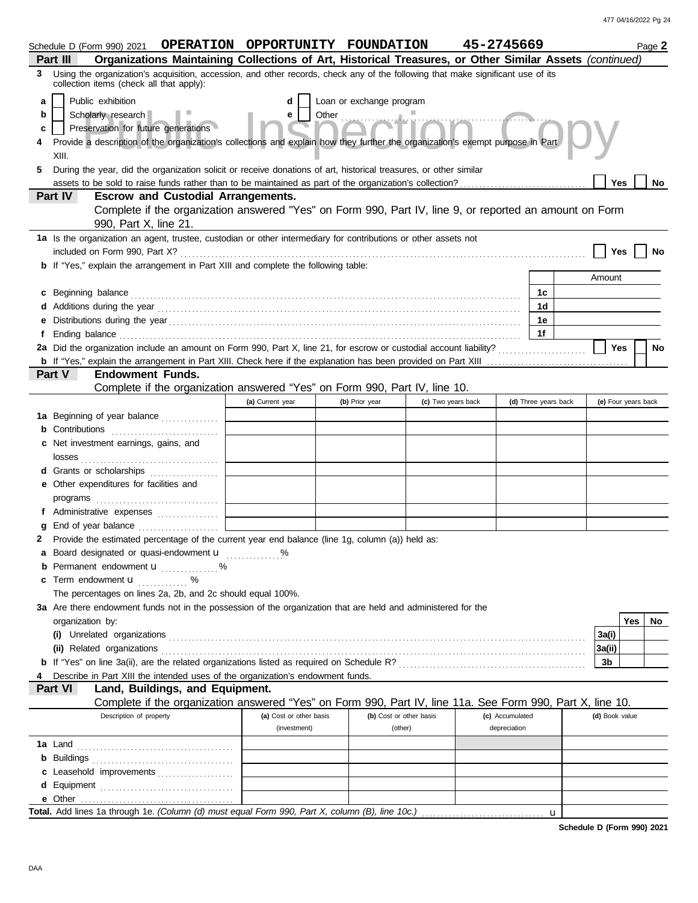Schedule D (Form 990) 2021 **OPERATION OPPORTUNITY FOUNDATION** **45-2745669** Page **2**

**Part III** **Organizations Maintaining Collections of Art, Historical Treasures, or Other Similar Assets** *(continued)*

**3** Using the organization's acquisition, accession, and other records, check any of the following that make significant use of its collection items (check all that apply):

- **a** ☐ Public exhibition
- **b** ☐ Scholarly research
- **c** ☐ Preservation for future generations
- **d** ☐ Loan or exchange program
- **e** ☐ Other

**4** Provide a description of the organization's collections and explain how they further the organization's exempt purpose in Part XIII.

**5** During the year, did the organization solicit or receive donations of art, historical treasures, or other similar assets to be sold to raise funds rather than to be maintained as part of the organization's collection? ☐ Yes ☐ No

**Part IV** **Escrow and Custodial Arrangements.**
Complete if the organization answered "Yes" on Form 990, Part IV, line 9, or reported an amount on Form 990, Part X, line 21.

**1a** Is the organization an agent, trustee, custodian or other intermediary for contributions or other assets not included on Form 990, Part X? ☐ Yes ☐ No

**b** If "Yes," explain the arrangement in Part XIII and complete the following table:

| | | Amount |
|---|---|---|
| **c** Beginning balance | 1c | |
| **d** Additions during the year | 1d | |
| **e** Distributions during the year | 1e | |
| **f** Ending balance | 1f | |

**2a** Did the organization include an amount on Form 990, Part X, line 21, for escrow or custodial account liability? ☐ Yes ☐ No

**b** If "Yes," explain the arrangement in Part XIII. Check here if the explanation has been provided on Part XIII ☐

**Part V** **Endowment Funds.**
Complete if the organization answered "Yes" on Form 990, Part IV, line 10.

| | (a) Current year | (b) Prior year | (c) Two years back | (d) Three years back | (e) Four years back |
|---|---|---|---|---|---|
| **1a** Beginning of year balance | | | | | |
| **b** Contributions | | | | | |
| **c** Net investment earnings, gains, and losses | | | | | |
| **d** Grants or scholarships | | | | | |
| **e** Other expenditures for facilities and programs | | | | | |
| **f** Administrative expenses | | | | | |
| **g** End of year balance | | | | | |

**2** Provide the estimated percentage of the current year end balance (line 1g, column (a)) held as:

- **a** Board designated or quasi-endowment u ______ %
- **b** Permanent endowment u ______ %
- **c** Term endowment u ______ %

The percentages on lines 2a, 2b, and 2c should equal 100%.

**3a** Are there endowment funds not in the possession of the organization that are held and administered for the organization by:

| | | Yes | No |
|---|---|---|---|
| **(i)** Unrelated organizations | 3a(i) | | |
| **(ii)** Related organizations | 3a(ii) | | |
| **b** If "Yes" on line 3a(ii), are the related organizations listed as required on Schedule R? | 3b | | |

**4** Describe in Part XIII the intended uses of the organization's endowment funds.

**Part VI** **Land, Buildings, and Equipment.**
Complete if the organization answered "Yes" on Form 990, Part IV, line 11a. See Form 990, Part X, line 10.

| Description of property | (a) Cost or other basis (investment) | (b) Cost or other basis (other) | (c) Accumulated depreciation | (d) Book value |
|---|---|---|---|---|
| **1a** Land | | | | |
| **b** Buildings | | | | |
| **c** Leasehold improvements | | | | |
| **d** Equipment | | | | |
| **e** Other | | | | |

**Total.** Add lines 1a through 1e. *(Column (d) must equal Form 990, Part X, column (B), line 10c.)* u

**Schedule D (Form 990) 2021**

DAA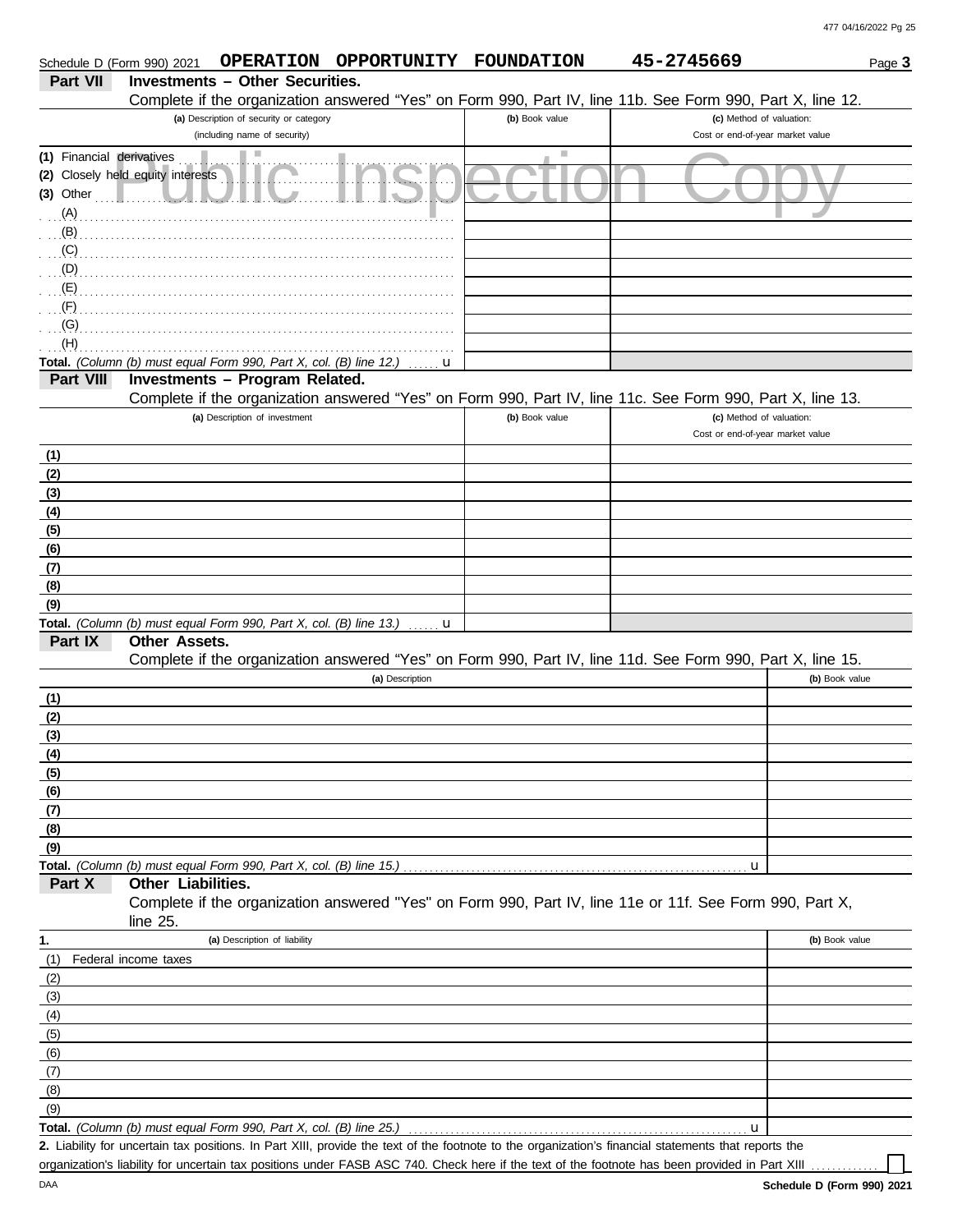Schedule D (Form 990) 2021 **OPERATION OPPORTUNITY FOUNDATION** **45-2745669** Page **3**

## Part VII Investments – Other Securities.

Complete if the organization answered "Yes" on Form 990, Part IV, line 11b. See Form 990, Part X, line 12.

| (a) Description of security or category (including name of security) | (b) Book value | (c) Method of valuation: Cost or end-of-year market value |
|---|---|---|
| (1) Financial derivatives | | |
| (2) Closely held equity interests | | |
| (3) Other | | |
| (A) | | |
| (B) | | |
| (C) | | |
| (D) | | |
| (E) | | |
| (F) | | |
| (G) | | |
| (H) | | |
| **Total.** *(Column (b) must equal Form 990, Part X, col. (B) line 12.)* u | | |

## Part VIII Investments – Program Related.

Complete if the organization answered "Yes" on Form 990, Part IV, line 11c. See Form 990, Part X, line 13.

| (a) Description of investment | (b) Book value | (c) Method of valuation: Cost or end-of-year market value |
|---|---|---|
| (1) | | |
| (2) | | |
| (3) | | |
| (4) | | |
| (5) | | |
| (6) | | |
| (7) | | |
| (8) | | |
| (9) | | |
| **Total.** *(Column (b) must equal Form 990, Part X, col. (B) line 13.)* u | | |

## Part IX Other Assets.

Complete if the organization answered "Yes" on Form 990, Part IV, line 11d. See Form 990, Part X, line 15.

| (a) Description | (b) Book value |
|---|---|
| (1) | |
| (2) | |
| (3) | |
| (4) | |
| (5) | |
| (6) | |
| (7) | |
| (8) | |
| (9) | |
| **Total.** *(Column (b) must equal Form 990, Part X, col. (B) line 15.)* u | |

## Part X Other Liabilities.

Complete if the organization answered "Yes" on Form 990, Part IV, line 11e or 11f. See Form 990, Part X, line 25.

| 1. (a) Description of liability | (b) Book value |
|---|---|
| (1) Federal income taxes | |
| (2) | |
| (3) | |
| (4) | |
| (5) | |
| (6) | |
| (7) | |
| (8) | |
| (9) | |
| **Total.** *(Column (b) must equal Form 990, Part X, col. (B) line 25.)* u | |

**2.** Liability for uncertain tax positions. In Part XIII, provide the text of the footnote to the organization's financial statements that reports the organization's liability for uncertain tax positions under FASB ASC 740. Check here if the text of the footnote has been provided in Part XIII ☐

DAA **Schedule D (Form 990) 2021**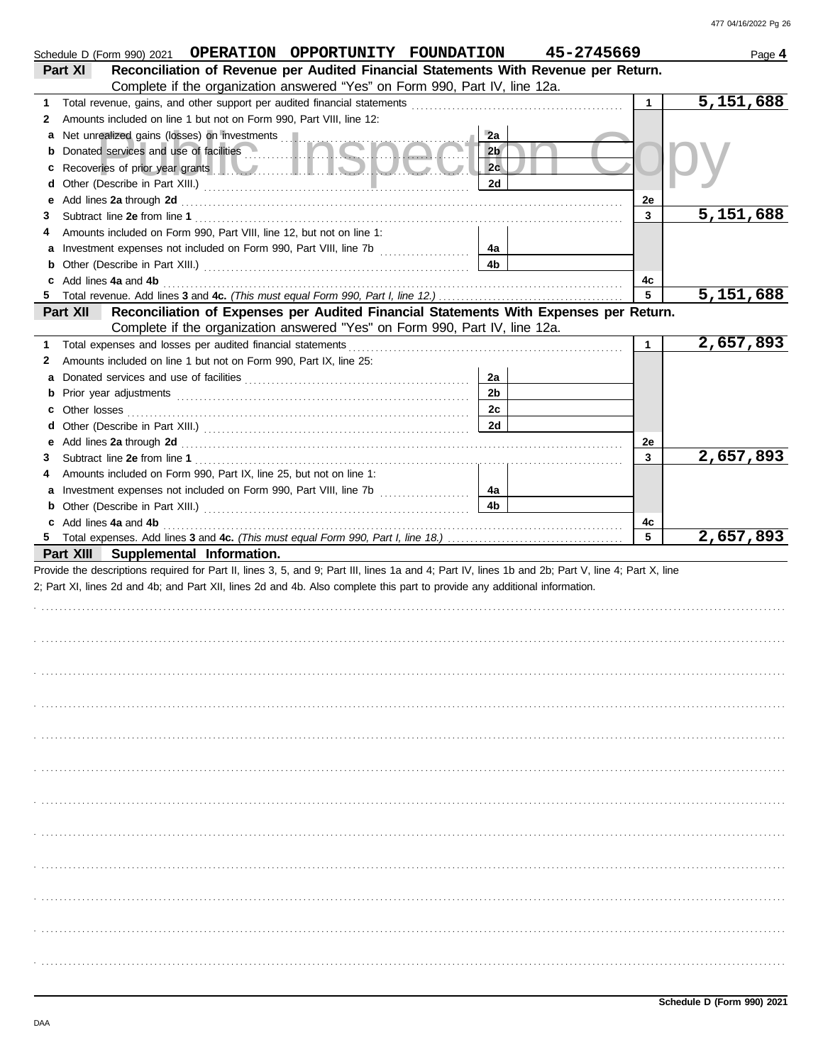Schedule D (Form 990) 2021 **OPERATION OPPORTUNITY FOUNDATION** **45-2745669** Page **4**

## Part XI Reconciliation of Revenue per Audited Financial Statements With Revenue per Return.

Complete if the organization answered "Yes" on Form 990, Part IV, line 12a.

| | | | | | |
|---|---|---|---|---|---|
| 1 | Total revenue, gains, and other support per audited financial statements | | | 1 | 5,151,688 |
| 2 | Amounts included on line 1 but not on Form 990, Part VIII, line 12: | | | | |
| a | Net unrealized gains (losses) on investments | 2a | | | |
| b | Donated services and use of facilities | 2b | | | |
| c | Recoveries of prior year grants | 2c | | | |
| d | Other (Describe in Part XIII.) | 2d | | | |
| e | Add lines **2a** through **2d** | | | 2e | |
| 3 | Subtract line **2e** from line **1** | | | 3 | 5,151,688 |
| 4 | Amounts included on Form 990, Part VIII, line 12, but not on line 1: | | | | |
| a | Investment expenses not included on Form 990, Part VIII, line 7b | 4a | | | |
| b | Other (Describe in Part XIII.) | 4b | | | |
| c | Add lines **4a** and **4b** | | | 4c | |
| 5 | Total revenue. Add lines **3** and **4c.** *(This must equal Form 990, Part I, line 12.)* | | | 5 | 5,151,688 |

## Part XII Reconciliation of Expenses per Audited Financial Statements With Expenses per Return.

Complete if the organization answered "Yes" on Form 990, Part IV, line 12a.

| | | | | | |
|---|---|---|---|---|---|
| 1 | Total expenses and losses per audited financial statements | | | 1 | 2,657,893 |
| 2 | Amounts included on line 1 but not on Form 990, Part IX, line 25: | | | | |
| a | Donated services and use of facilities | 2a | | | |
| b | Prior year adjustments | 2b | | | |
| c | Other losses | 2c | | | |
| d | Other (Describe in Part XIII.) | 2d | | | |
| e | Add lines **2a** through **2d** | | | 2e | |
| 3 | Subtract line **2e** from line **1** | | | 3 | 2,657,893 |
| 4 | Amounts included on Form 990, Part IX, line 25, but not on line 1: | | | | |
| a | Investment expenses not included on Form 990, Part VIII, line 7b | 4a | | | |
| b | Other (Describe in Part XIII.) | 4b | | | |
| c | Add lines **4a** and **4b** | | | 4c | |
| 5 | Total expenses. Add lines **3** and **4c.** *(This must equal Form 990, Part I, line 18.)* | | | 5 | 2,657,893 |

## Part XIII Supplemental Information.

Provide the descriptions required for Part II, lines 3, 5, and 9; Part III, lines 1a and 4; Part IV, lines 1b and 2b; Part V, line 4; Part X, line 2; Part XI, lines 2d and 4b; and Part XII, lines 2d and 4b. Also complete this part to provide any additional information.

**Schedule D (Form 990) 2021**

DAA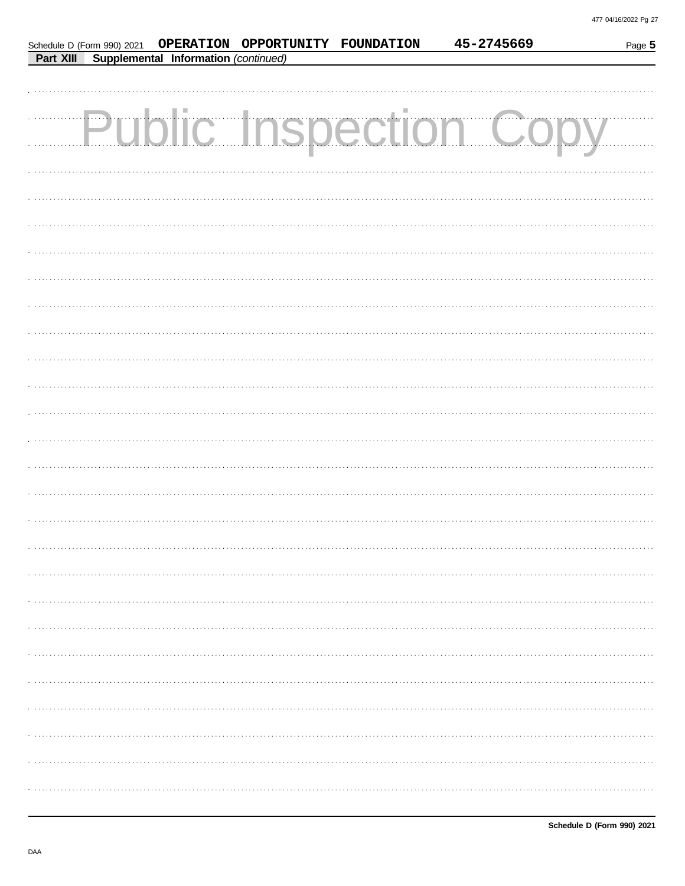Schedule D (Form 990) 2021 **OPERATION OPPORTUNITY FOUNDATION** **45-2745669** Page **5**

**Part XIII** **Supplemental Information** *(continued)*

Public Inspection Copy

**Schedule D (Form 990) 2021**

DAA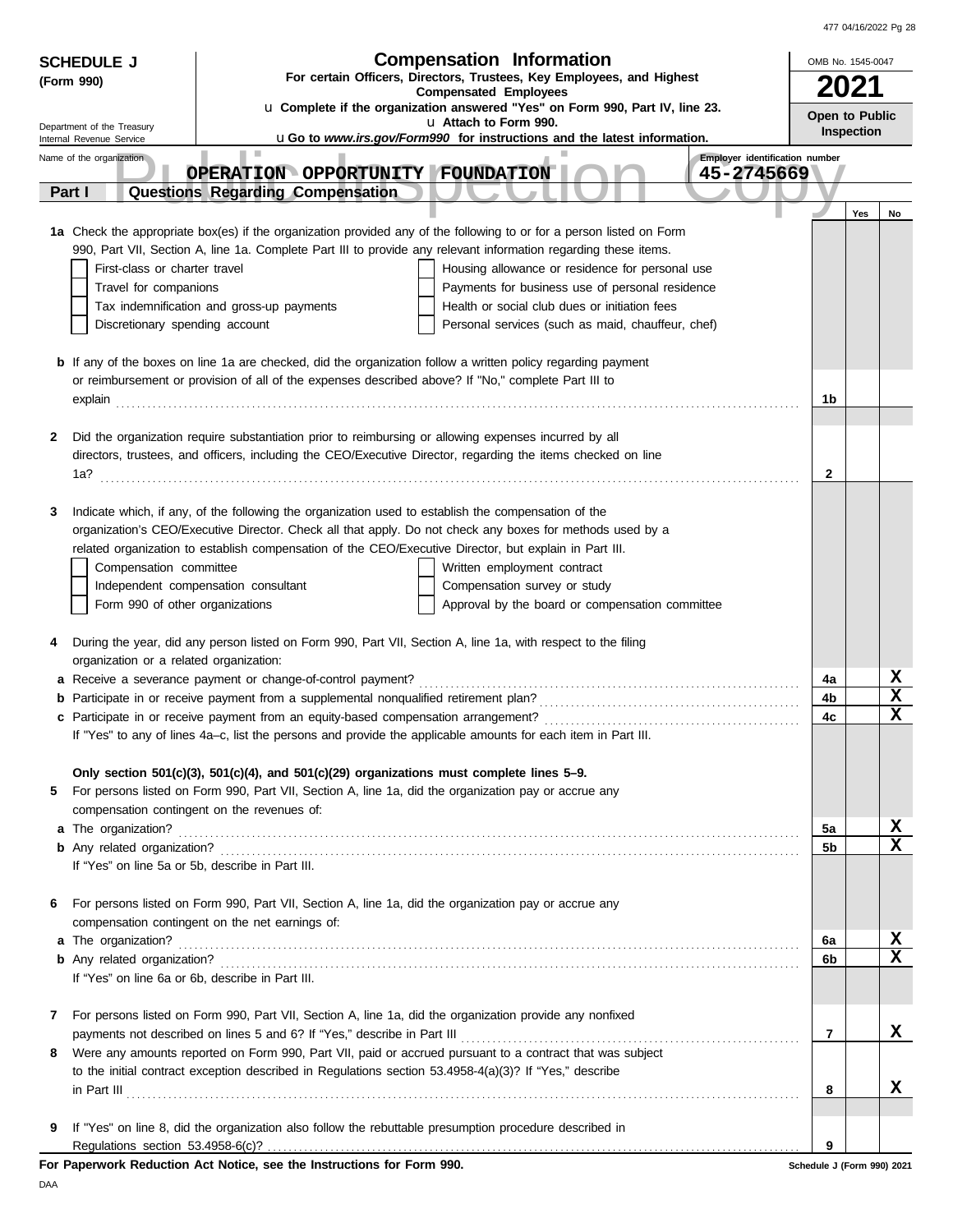**SCHEDULE J (Form 990)**

Department of the Treasury
Internal Revenue Service

# Compensation Information

**For certain Officers, Directors, Trustees, Key Employees, and Highest Compensated Employees**

u **Complete if the organization answered "Yes" on Form 990, Part IV, line 23.**
u **Attach to Form 990.**
u **Go to *www.irs.gov/Form990* for instructions and the latest information.**

OMB No. 1545-0047

**2021**

**Open to Public Inspection**

Name of the organization: **OPERATION OPPORTUNITY FOUNDATION**

Employer identification number: **45-2745669**

## Part I — Questions Regarding Compensation

| | | | Yes | No |
|---|---|---|---|---|
| **1a** | Check the appropriate box(es) if the organization provided any of the following to or for a person listed on Form 990, Part VII, Section A, line 1a. Complete Part III to provide any relevant information regarding these items.<br>☐ First-class or charter travel ☐ Housing allowance or residence for personal use<br>☐ Travel for companions ☐ Payments for business use of personal residence<br>☐ Tax indemnification and gross-up payments ☐ Health or social club dues or initiation fees<br>☐ Discretionary spending account ☐ Personal services (such as maid, chauffeur, chef) | | | |
| **b** | If any of the boxes on line 1a are checked, did the organization follow a written policy regarding payment or reimbursement or provision of all of the expenses described above? If "No," complete Part III to explain | 1b | | |
| **2** | Did the organization require substantiation prior to reimbursing or allowing expenses incurred by all directors, trustees, and officers, including the CEO/Executive Director, regarding the items checked on line 1a? | 2 | | |
| **3** | Indicate which, if any, of the following the organization used to establish the compensation of the organization's CEO/Executive Director. Check all that apply. Do not check any boxes for methods used by a related organization to establish compensation of the CEO/Executive Director, but explain in Part III.<br>☐ Compensation committee ☐ Written employment contract<br>☐ Independent compensation consultant ☐ Compensation survey or study<br>☐ Form 990 of other organizations ☐ Approval by the board or compensation committee | | | |
| **4** | During the year, did any person listed on Form 990, Part VII, Section A, line 1a, with respect to the filing organization or a related organization: | | | |
| **a** | Receive a severance payment or change-of-control payment? | 4a | | X |
| **b** | Participate in or receive payment from a supplemental nonqualified retirement plan? | 4b | | X |
| **c** | Participate in or receive payment from an equity-based compensation arrangement?<br>If "Yes" to any of lines 4a–c, list the persons and provide the applicable amounts for each item in Part III. | 4c | | X |
| | **Only section 501(c)(3), 501(c)(4), and 501(c)(29) organizations must complete lines 5–9.** | | | |
| **5** | For persons listed on Form 990, Part VII, Section A, line 1a, did the organization pay or accrue any compensation contingent on the revenues of: | | | |
| **a** | The organization? | 5a | | X |
| **b** | Any related organization?<br>If "Yes" on line 5a or 5b, describe in Part III. | 5b | | X |
| **6** | For persons listed on Form 990, Part VII, Section A, line 1a, did the organization pay or accrue any compensation contingent on the net earnings of: | | | |
| **a** | The organization? | 6a | | X |
| **b** | Any related organization?<br>If "Yes" on line 6a or 6b, describe in Part III. | 6b | | X |
| **7** | For persons listed on Form 990, Part VII, Section A, line 1a, did the organization provide any nonfixed payments not described on lines 5 and 6? If "Yes," describe in Part III | 7 | | X |
| **8** | Were any amounts reported on Form 990, Part VII, paid or accrued pursuant to a contract that was subject to the initial contract exception described in Regulations section 53.4958-4(a)(3)? If "Yes," describe in Part III | 8 | | X |
| **9** | If "Yes" on line 8, did the organization also follow the rebuttable presumption procedure described in Regulations section 53.4958-6(c)? | 9 | | |

**For Paperwork Reduction Act Notice, see the Instructions for Form 990.**

Schedule J (Form 990) 2021

DAA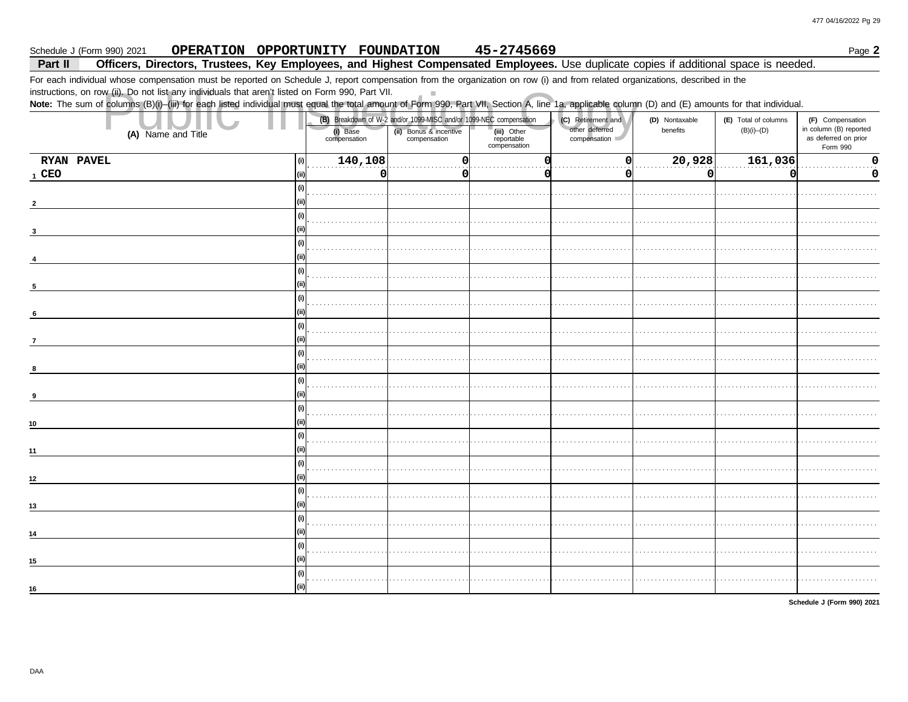Schedule J (Form 990) 2021 **OPERATION OPPORTUNITY FOUNDATION** **45-2745669** Page **2**

**Part II** **Officers, Directors, Trustees, Key Employees, and Highest Compensated Employees.** Use duplicate copies if additional space is needed.

For each individual whose compensation must be reported on Schedule J, report compensation from the organization on row (i) and from related organizations, described in the instructions, on row (ii). Do not list any individuals that aren't listed on Form 990, Part VII.

**Note:** The sum of columns (B)(i)–(iii) for each listed individual must equal the total amount of Form 990, Part VII, Section A, line 1a, applicable column (D) and (E) amounts for that individual.

Public Inspection Copy

| (A) Name and Title | | (B) Breakdown of W-2 and/or 1099-MISC and/or 1099-NEC compensation | | | (C) Retirement and other deferred compensation | (D) Nontaxable benefits | (E) Total of columns (B)(i)–(D) | (F) Compensation in column (B) reported as deferred on prior Form 990 |
|---|---|---|---|---|---|---|---|---|
| | | (i) Base compensation | (ii) Bonus & incentive compensation | (iii) Other reportable compensation | | | | |
| 1 RYAN PAVEL | (i) | 140,108 | 0 | 0 | 0 | 20,928 | 161,036 | 0 |
| CEO | (ii) | 0 | 0 | 0 | 0 | 0 | 0 | 0 |
| 2 | (i) | | | | | | | |
| | (ii) | | | | | | | |
| 3 | (i) | | | | | | | |
| | (ii) | | | | | | | |
| 4 | (i) | | | | | | | |
| | (ii) | | | | | | | |
| 5 | (i) | | | | | | | |
| | (ii) | | | | | | | |
| 6 | (i) | | | | | | | |
| | (ii) | | | | | | | |
| 7 | (i) | | | | | | | |
| | (ii) | | | | | | | |
| 8 | (i) | | | | | | | |
| | (ii) | | | | | | | |
| 9 | (i) | | | | | | | |
| | (ii) | | | | | | | |
| 10 | (i) | | | | | | | |
| | (ii) | | | | | | | |
| 11 | (i) | | | | | | | |
| | (ii) | | | | | | | |
| 12 | (i) | | | | | | | |
| | (ii) | | | | | | | |
| 13 | (i) | | | | | | | |
| | (ii) | | | | | | | |
| 14 | (i) | | | | | | | |
| | (ii) | | | | | | | |
| 15 | (i) | | | | | | | |
| | (ii) | | | | | | | |
| 16 | (i) | | | | | | | |
| | (ii) | | | | | | | |

**Schedule J (Form 990) 2021**

DAA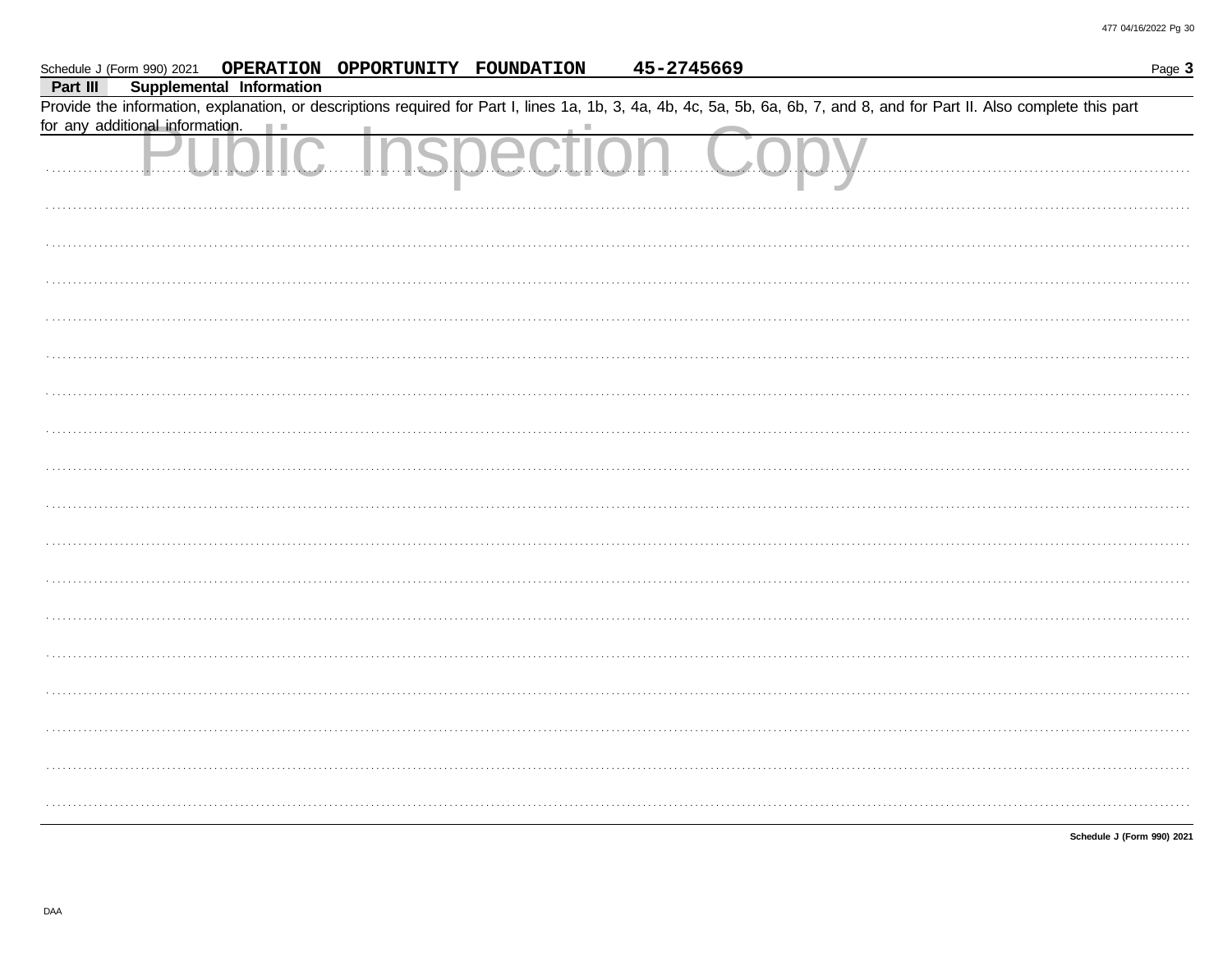Schedule J (Form 990) 2021 **OPERATION OPPORTUNITY FOUNDATION** **45-2745669**

## Part III Supplemental Information

Provide the information, explanation, or descriptions required for Part I, lines 1a, 1b, 3, 4a, 4b, 4c, 5a, 5b, 6a, 6b, 7, and 8, and for Part II. Also complete this part for any additional information.

Public Inspection Copy

**Schedule J (Form 990) 2021**

DAA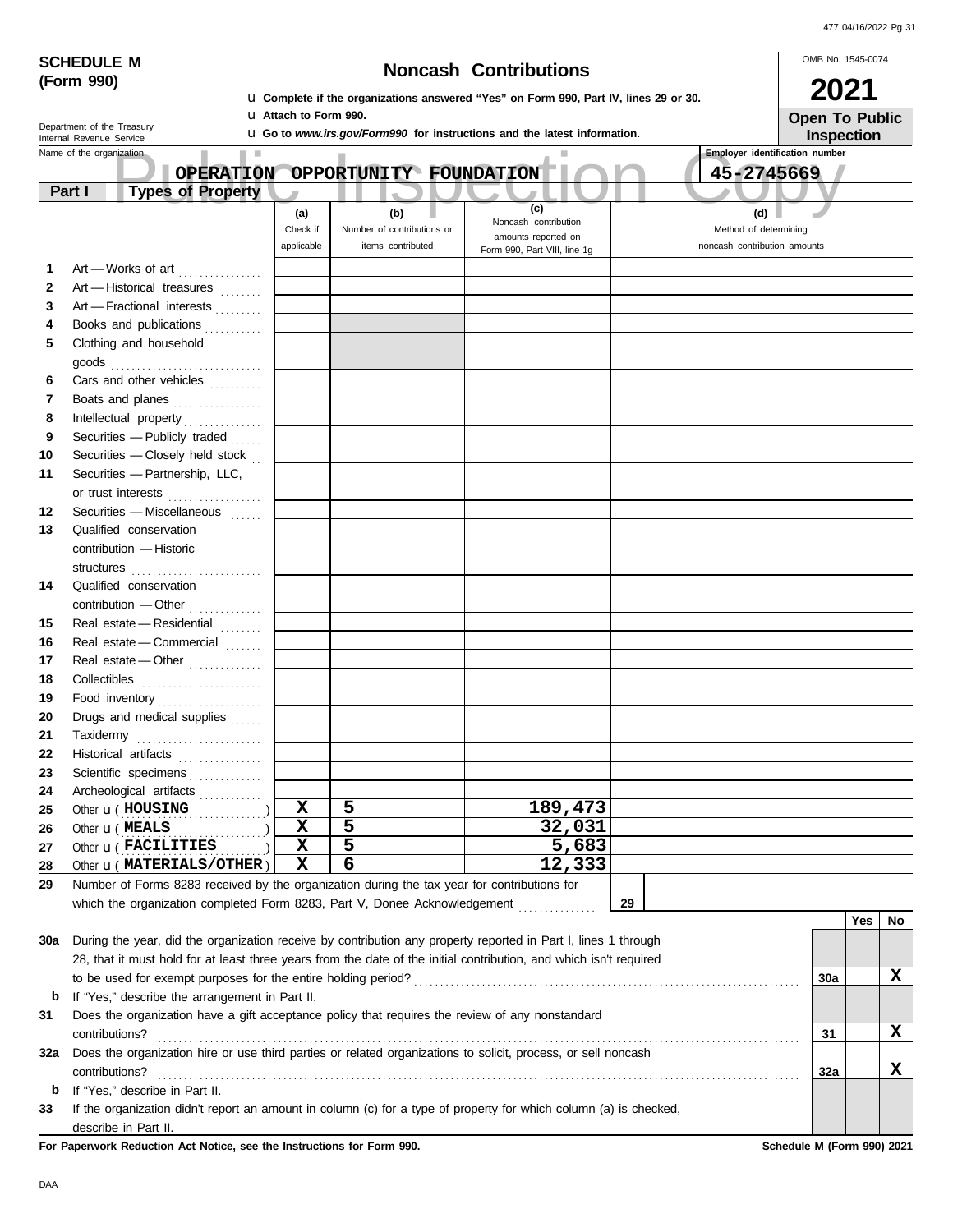**SCHEDULE M (Form 990)**

Department of the Treasury
Internal Revenue Service

# Noncash Contributions

u Complete if the organizations answered "Yes" on Form 990, Part IV, lines 29 or 30.
u Attach to Form 990.
u Go to *www.irs.gov/Form990* for instructions and the latest information.

OMB No. 1545-0074

**2021**

**Open To Public Inspection**

Name of the organization: **OPERATION OPPORTUNITY FOUNDATION**

Employer identification number: **45-2745669**

**Part I Types of Property**

| | | (a) Check if applicable | (b) Number of contributions or items contributed | (c) Noncash contribution amounts reported on Form 990, Part VIII, line 1g | (d) Method of determining noncash contribution amounts |
|---|---|---|---|---|---|
| 1 | Art — Works of art | | | | |
| 2 | Art — Historical treasures | | | | |
| 3 | Art — Fractional interests | | | | |
| 4 | Books and publications | | | | |
| 5 | Clothing and household goods | | | | |
| 6 | Cars and other vehicles | | | | |
| 7 | Boats and planes | | | | |
| 8 | Intellectual property | | | | |
| 9 | Securities — Publicly traded | | | | |
| 10 | Securities — Closely held stock | | | | |
| 11 | Securities — Partnership, LLC, or trust interests | | | | |
| 12 | Securities — Miscellaneous | | | | |
| 13 | Qualified conservation contribution — Historic structures | | | | |
| 14 | Qualified conservation contribution — Other | | | | |
| 15 | Real estate — Residential | | | | |
| 16 | Real estate — Commercial | | | | |
| 17 | Real estate — Other | | | | |
| 18 | Collectibles | | | | |
| 19 | Food inventory | | | | |
| 20 | Drugs and medical supplies | | | | |
| 21 | Taxidermy | | | | |
| 22 | Historical artifacts | | | | |
| 23 | Scientific specimens | | | | |
| 24 | Archeological artifacts | | | | |
| 25 | Other u ( HOUSING ) | X | 5 | 189,473 | |
| 26 | Other u ( MEALS ) | X | 5 | 32,031 | |
| 27 | Other u ( FACILITIES ) | X | 5 | 5,683 | |
| 28 | Other u ( MATERIALS/OTHER ) | X | 6 | 12,333 | |

29 Number of Forms 8283 received by the organization during the tax year for contributions for which the organization completed Form 8283, Part V, Donee Acknowledgement .......... 29

| | | | Yes | No |
|---|---|---|---|---|
| 30a | During the year, did the organization receive by contribution any property reported in Part I, lines 1 through 28, that it must hold for at least three years from the date of the initial contribution, and which isn't required to be used for exempt purposes for the entire holding period? | 30a | | X |
| b | If "Yes," describe the arrangement in Part II. | | | |
| 31 | Does the organization have a gift acceptance policy that requires the review of any nonstandard contributions? | 31 | | X |
| 32a | Does the organization hire or use third parties or related organizations to solicit, process, or sell noncash contributions? | 32a | | X |
| b | If "Yes," describe in Part II. | | | |
| 33 | If the organization didn't report an amount in column (c) for a type of property for which column (a) is checked, describe in Part II. | | | |

**For Paperwork Reduction Act Notice, see the Instructions for Form 990.** **Schedule M (Form 990) 2021**

DAA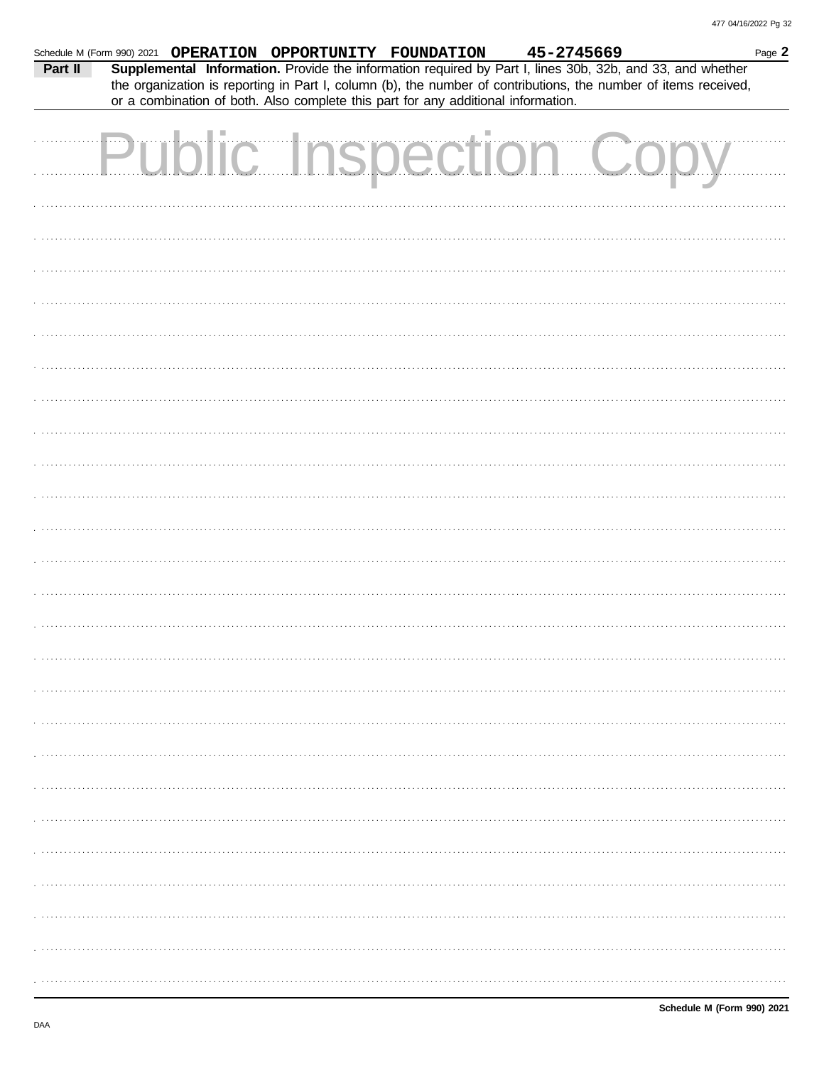Schedule M (Form 990) 2021 **OPERATION OPPORTUNITY FOUNDATION** **45-2745669**

**Part II** **Supplemental Information.** Provide the information required by Part I, lines 30b, 32b, and 33, and whether the organization is reporting in Part I, column (b), the number of contributions, the number of items received, or a combination of both. Also complete this part for any additional information.

Public Inspection Copy

**Schedule M (Form 990) 2021**

DAA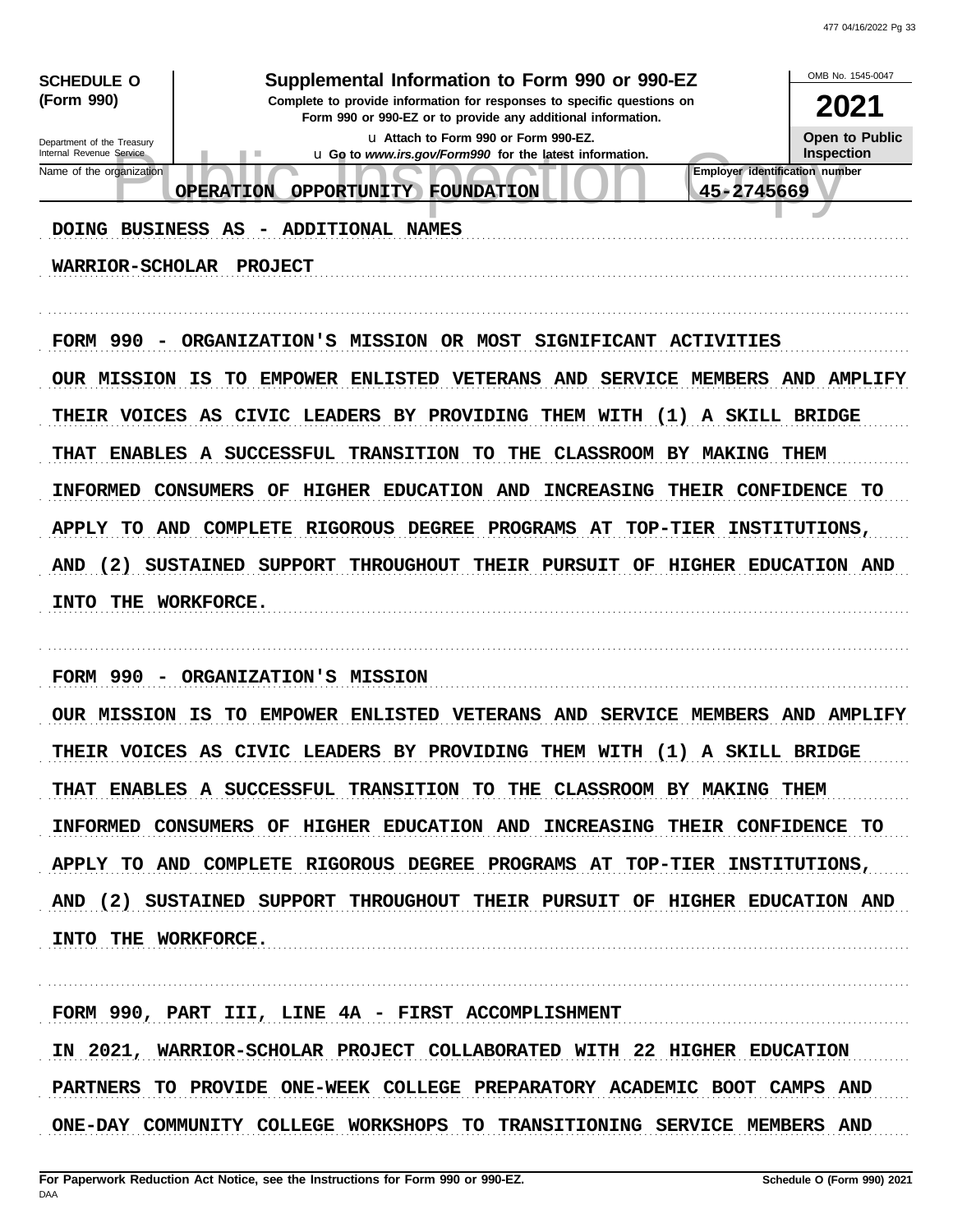**SCHEDULE O (Form 990)**

Department of the Treasury
Internal Revenue Service

# Supplemental Information to Form 990 or 990-EZ

**Complete to provide information for responses to specific questions on Form 990 or 990-EZ or to provide any additional information.**

u Attach to Form 990 or Form 990-EZ.
u Go to *www.irs.gov/Form990* for the latest information.

OMB No. 1545-0047

**2021**

**Open to Public Inspection**

| Name of the organization | Employer identification number |
|---|---|
| OPERATION OPPORTUNITY FOUNDATION | 45-2745669 |

DOING BUSINESS AS - ADDITIONAL NAMES

WARRIOR-SCHOLAR PROJECT

FORM 990 - ORGANIZATION'S MISSION OR MOST SIGNIFICANT ACTIVITIES

OUR MISSION IS TO EMPOWER ENLISTED VETERANS AND SERVICE MEMBERS AND AMPLIFY THEIR VOICES AS CIVIC LEADERS BY PROVIDING THEM WITH (1) A SKILL BRIDGE THAT ENABLES A SUCCESSFUL TRANSITION TO THE CLASSROOM BY MAKING THEM INFORMED CONSUMERS OF HIGHER EDUCATION AND INCREASING THEIR CONFIDENCE TO APPLY TO AND COMPLETE RIGOROUS DEGREE PROGRAMS AT TOP-TIER INSTITUTIONS, AND (2) SUSTAINED SUPPORT THROUGHOUT THEIR PURSUIT OF HIGHER EDUCATION AND INTO THE WORKFORCE.

FORM 990 - ORGANIZATION'S MISSION

OUR MISSION IS TO EMPOWER ENLISTED VETERANS AND SERVICE MEMBERS AND AMPLIFY THEIR VOICES AS CIVIC LEADERS BY PROVIDING THEM WITH (1) A SKILL BRIDGE THAT ENABLES A SUCCESSFUL TRANSITION TO THE CLASSROOM BY MAKING THEM INFORMED CONSUMERS OF HIGHER EDUCATION AND INCREASING THEIR CONFIDENCE TO APPLY TO AND COMPLETE RIGOROUS DEGREE PROGRAMS AT TOP-TIER INSTITUTIONS, AND (2) SUSTAINED SUPPORT THROUGHOUT THEIR PURSUIT OF HIGHER EDUCATION AND INTO THE WORKFORCE.

FORM 990, PART III, LINE 4A - FIRST ACCOMPLISHMENT

IN 2021, WARRIOR-SCHOLAR PROJECT COLLABORATED WITH 22 HIGHER EDUCATION PARTNERS TO PROVIDE ONE-WEEK COLLEGE PREPARATORY ACADEMIC BOOT CAMPS AND ONE-DAY COMMUNITY COLLEGE WORKSHOPS TO TRANSITIONING SERVICE MEMBERS AND

For Paperwork Reduction Act Notice, see the Instructions for Form 990 or 990-EZ.
DAA

Schedule O (Form 990) 2021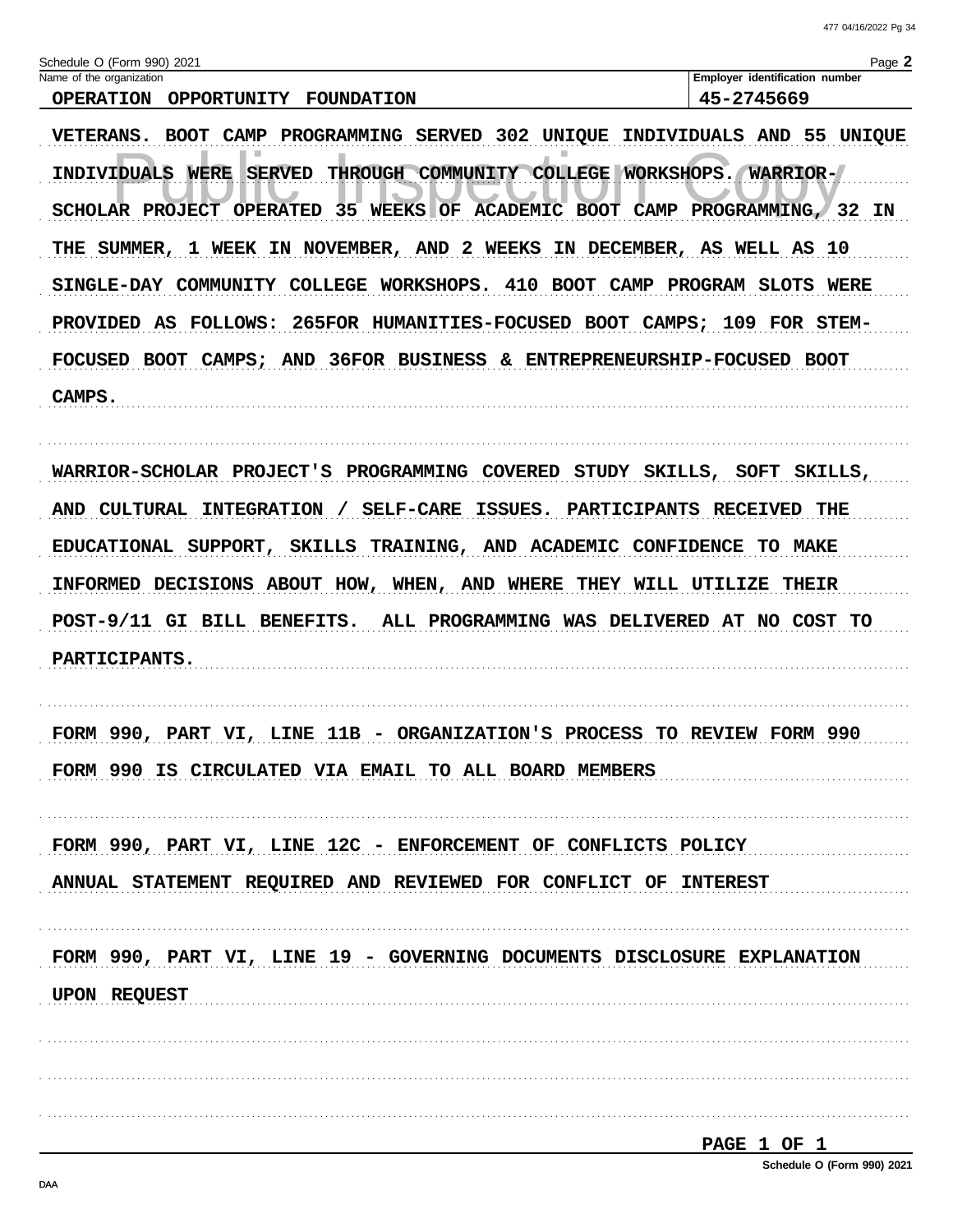Schedule O (Form 990) 2021

Name of the organization: OPERATION OPPORTUNITY FOUNDATION

Employer identification number: 45-2745669

VETERANS. BOOT CAMP PROGRAMMING SERVED 302 UNIQUE INDIVIDUALS AND 55 UNIQUE INDIVIDUALS WERE SERVED THROUGH COMMUNITY COLLEGE WORKSHOPS. WARRIOR-SCHOLAR PROJECT OPERATED 35 WEEKS OF ACADEMIC BOOT CAMP PROGRAMMING, 32 IN THE SUMMER, 1 WEEK IN NOVEMBER, AND 2 WEEKS IN DECEMBER, AS WELL AS 10 SINGLE-DAY COMMUNITY COLLEGE WORKSHOPS. 410 BOOT CAMP PROGRAM SLOTS WERE PROVIDED AS FOLLOWS: 265FOR HUMANITIES-FOCUSED BOOT CAMPS; 109 FOR STEM-FOCUSED BOOT CAMPS; AND 36FOR BUSINESS & ENTREPRENEURSHIP-FOCUSED BOOT CAMPS.

WARRIOR-SCHOLAR PROJECT'S PROGRAMMING COVERED STUDY SKILLS, SOFT SKILLS, AND CULTURAL INTEGRATION / SELF-CARE ISSUES. PARTICIPANTS RECEIVED THE EDUCATIONAL SUPPORT, SKILLS TRAINING, AND ACADEMIC CONFIDENCE TO MAKE INFORMED DECISIONS ABOUT HOW, WHEN, AND WHERE THEY WILL UTILIZE THEIR POST-9/11 GI BILL BENEFITS. ALL PROGRAMMING WAS DELIVERED AT NO COST TO PARTICIPANTS.

FORM 990, PART VI, LINE 11B - ORGANIZATION'S PROCESS TO REVIEW FORM 990

FORM 990 IS CIRCULATED VIA EMAIL TO ALL BOARD MEMBERS

FORM 990, PART VI, LINE 12C - ENFORCEMENT OF CONFLICTS POLICY

ANNUAL STATEMENT REQUIRED AND REVIEWED FOR CONFLICT OF INTEREST

FORM 990, PART VI, LINE 19 - GOVERNING DOCUMENTS DISCLOSURE EXPLANATION

UPON REQUEST

Schedule O (Form 990) 2021